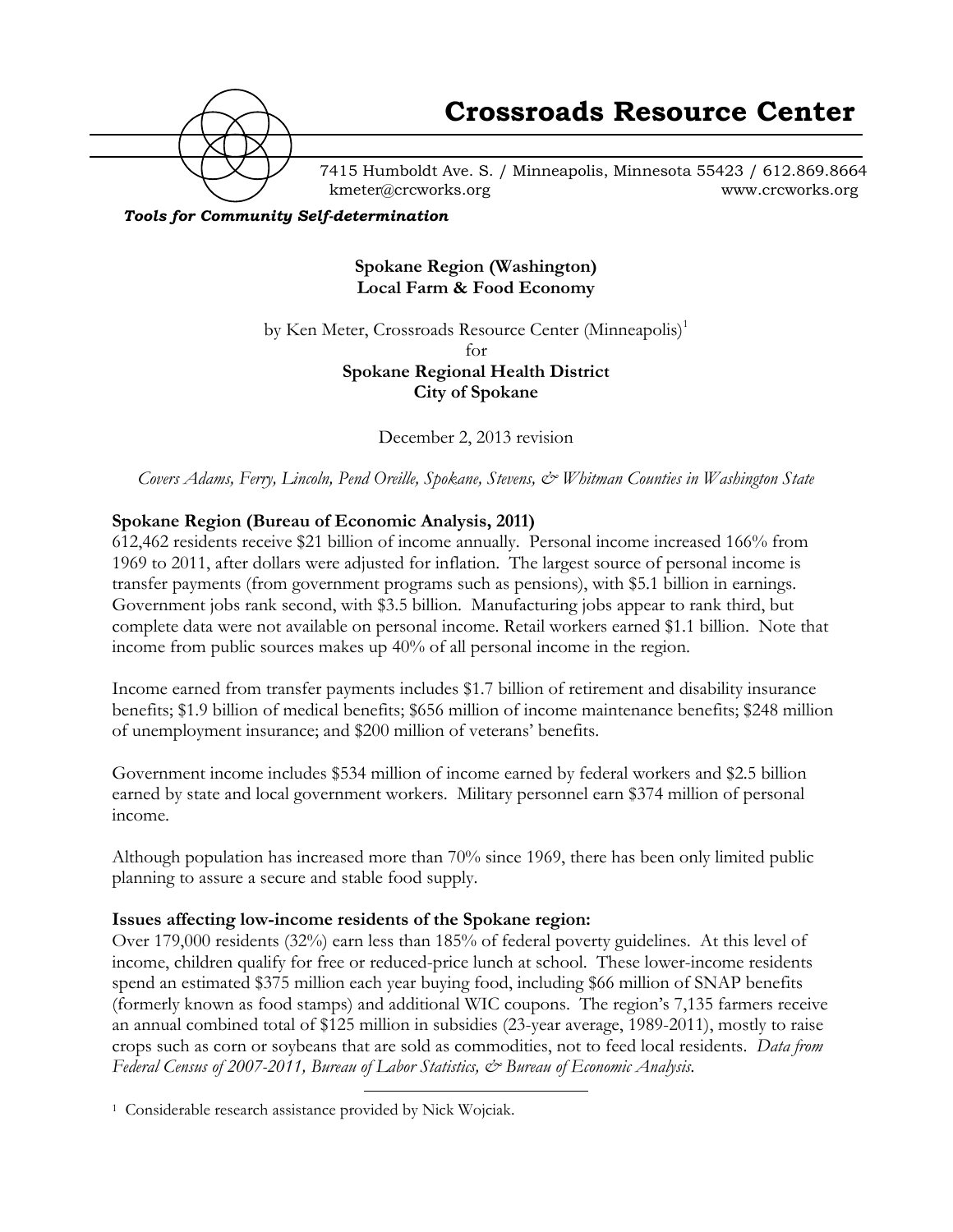# Crossroads Resource Center

7415 Humboldt Ave. S. / Minneapolis, Minnesota 55423 / 612.869.8664
kmeter@crcworks.org www.crcworks.org

***Tools for Community Self-determination***

**Spokane Region (Washington)**
**Local Farm & Food Economy**

by Ken Meter, Crossroads Resource Center (Minneapolis)[1]
for
**Spokane Regional Health District**
**City of Spokane**

December 2, 2013 revision

*Covers Adams, Ferry, Lincoln, Pend Oreille, Spokane, Stevens, & Whitman Counties in Washington State*

**Spokane Region (Bureau of Economic Analysis, 2011)**

612,462 residents receive $21 billion of income annually. Personal income increased 166% from 1969 to 2011, after dollars were adjusted for inflation. The largest source of personal income is transfer payments (from government programs such as pensions), with $5.1 billion in earnings. Government jobs rank second, with $3.5 billion. Manufacturing jobs appear to rank third, but complete data were not available on personal income. Retail workers earned $1.1 billion. Note that income from public sources makes up 40% of all personal income in the region.

Income earned from transfer payments includes $1.7 billion of retirement and disability insurance benefits; $1.9 billion of medical benefits; $656 million of income maintenance benefits; $248 million of unemployment insurance; and $200 million of veterans' benefits.

Government income includes $534 million of income earned by federal workers and $2.5 billion earned by state and local government workers. Military personnel earn $374 million of personal income.

Although population has increased more than 70% since 1969, there has been only limited public planning to assure a secure and stable food supply.

**Issues affecting low-income residents of the Spokane region:**

Over 179,000 residents (32%) earn less than 185% of federal poverty guidelines. At this level of income, children qualify for free or reduced-price lunch at school. These lower-income residents spend an estimated $375 million each year buying food, including $66 million of SNAP benefits (formerly known as food stamps) and additional WIC coupons. The region's 7,135 farmers receive an annual combined total of $125 million in subsidies (23-year average, 1989-2011), mostly to raise crops such as corn or soybeans that are sold as commodities, not to feed local residents. *Data from Federal Census of 2007-2011, Bureau of Labor Statistics, & Bureau of Economic Analysis.*

---

[1] Considerable research assistance provided by Nick Wojciak.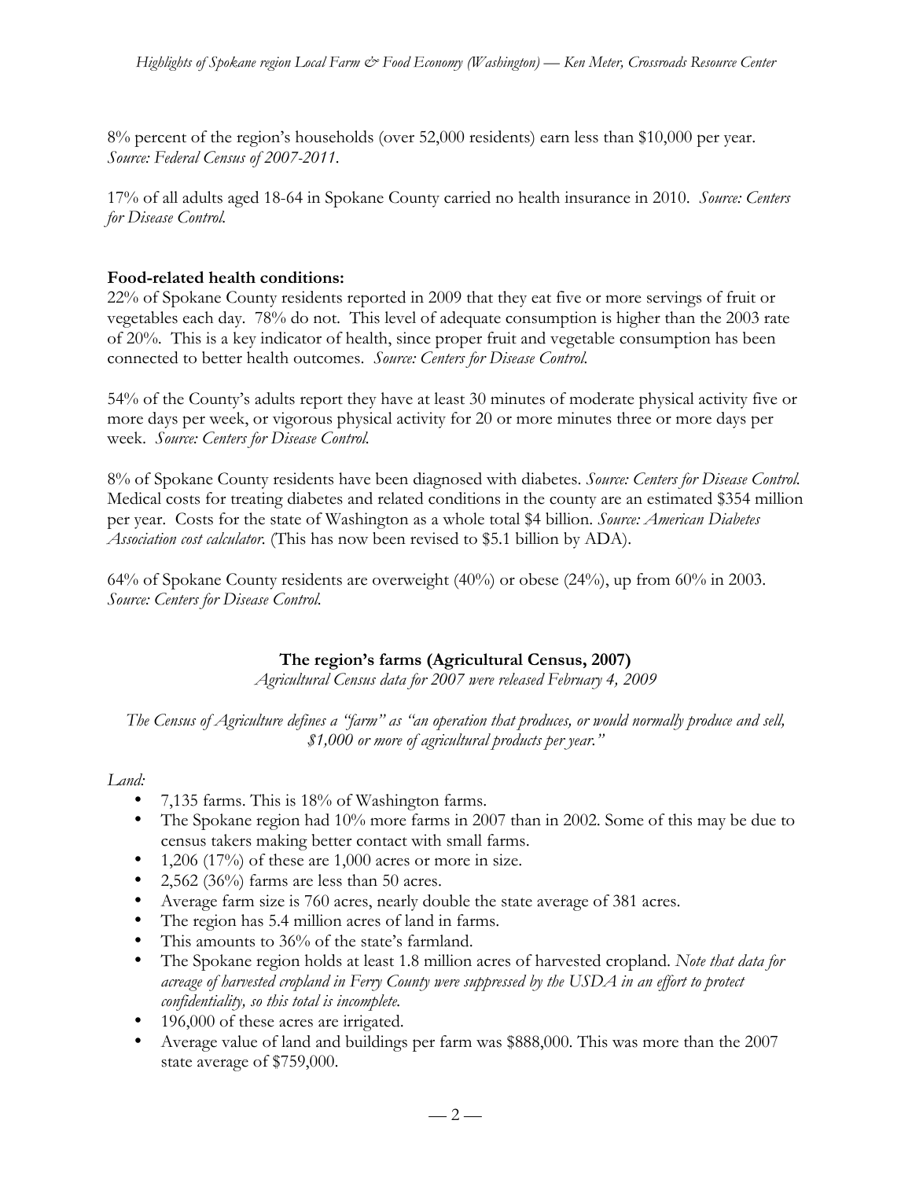8% percent of the region's households (over 52,000 residents) earn less than $10,000 per year. *Source: Federal Census of 2007-2011.*

17% of all adults aged 18-64 in Spokane County carried no health insurance in 2010. *Source: Centers for Disease Control.*

**Food-related health conditions:**

22% of Spokane County residents reported in 2009 that they eat five or more servings of fruit or vegetables each day. 78% do not. This level of adequate consumption is higher than the 2003 rate of 20%. This is a key indicator of health, since proper fruit and vegetable consumption has been connected to better health outcomes. *Source: Centers for Disease Control.*

54% of the County's adults report they have at least 30 minutes of moderate physical activity five or more days per week, or vigorous physical activity for 20 or more minutes three or more days per week. *Source: Centers for Disease Control.*

8% of Spokane County residents have been diagnosed with diabetes. *Source: Centers for Disease Control.* Medical costs for treating diabetes and related conditions in the county are an estimated $354 million per year. Costs for the state of Washington as a whole total $4 billion. *Source: American Diabetes Association cost calculator.* (This has now been revised to $5.1 billion by ADA).

64% of Spokane County residents are overweight (40%) or obese (24%), up from 60% in 2003. *Source: Centers for Disease Control.*

## The region's farms (Agricultural Census, 2007)

*Agricultural Census data for 2007 were released February 4, 2009*

*The Census of Agriculture defines a "farm" as "an operation that produces, or would normally produce and sell, $1,000 or more of agricultural products per year."*

*Land:*

- 7,135 farms. This is 18% of Washington farms.
- The Spokane region had 10% more farms in 2007 than in 2002. Some of this may be due to census takers making better contact with small farms.
- 1,206 (17%) of these are 1,000 acres or more in size.
- 2,562 (36%) farms are less than 50 acres.
- Average farm size is 760 acres, nearly double the state average of 381 acres.
- The region has 5.4 million acres of land in farms.
- This amounts to 36% of the state's farmland.
- The Spokane region holds at least 1.8 million acres of harvested cropland. *Note that data for acreage of harvested cropland in Ferry County were suppressed by the USDA in an effort to protect confidentiality, so this total is incomplete.*
- 196,000 of these acres are irrigated.
- Average value of land and buildings per farm was $888,000. This was more than the 2007 state average of $759,000.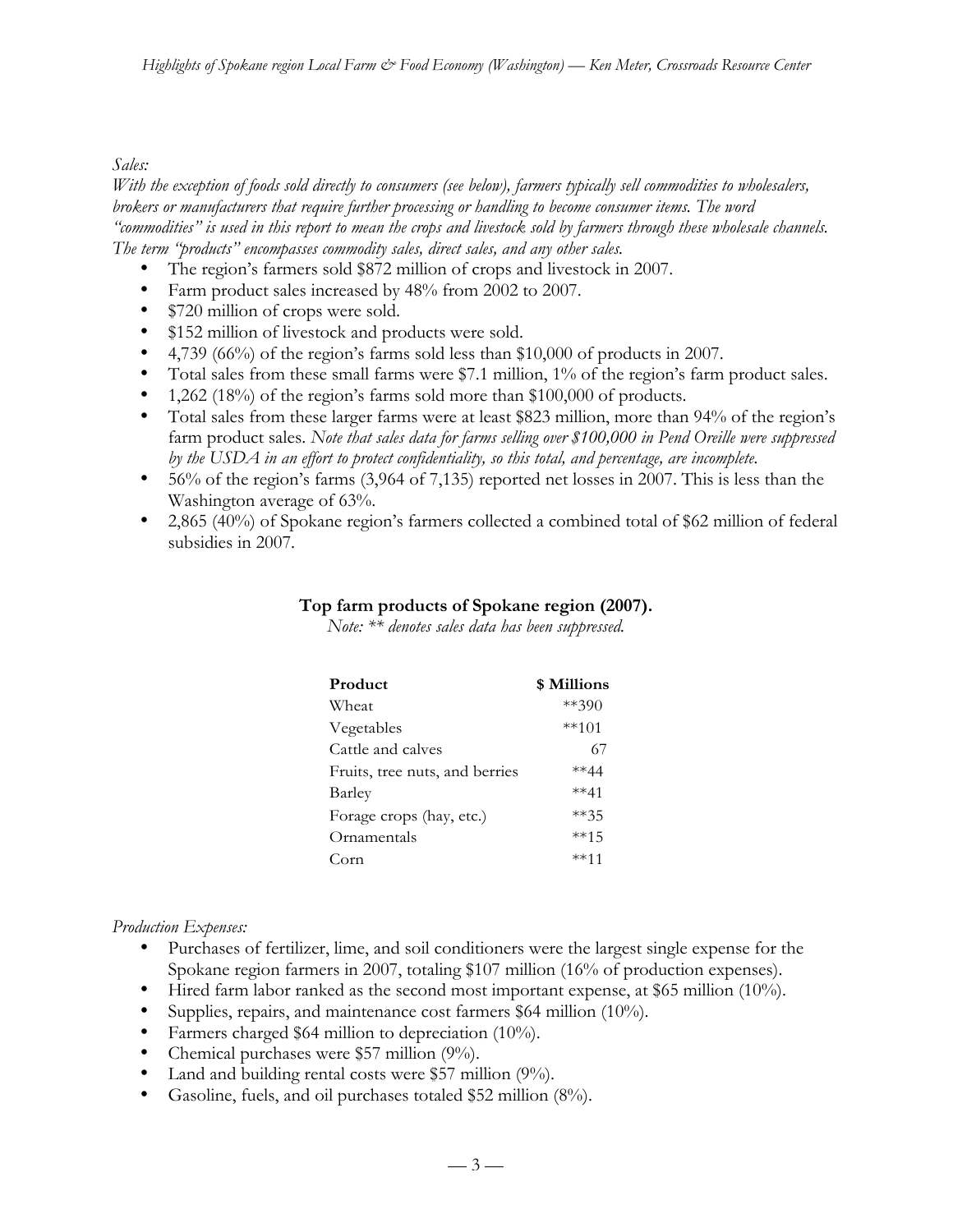*Sales:*

*With the exception of foods sold directly to consumers (see below), farmers typically sell commodities to wholesalers, brokers or manufacturers that require further processing or handling to become consumer items. The word "commodities" is used in this report to mean the crops and livestock sold by farmers through these wholesale channels. The term "products" encompasses commodity sales, direct sales, and any other sales.*

- The region's farmers sold $872 million of crops and livestock in 2007.
- Farm product sales increased by 48% from 2002 to 2007.
- $720 million of crops were sold.
- $152 million of livestock and products were sold.
- 4,739 (66%) of the region's farms sold less than $10,000 of products in 2007.
- Total sales from these small farms were $7.1 million, 1% of the region's farm product sales.
- 1,262 (18%) of the region's farms sold more than $100,000 of products.
- Total sales from these larger farms were at least $823 million, more than 94% of the region's farm product sales. *Note that sales data for farms selling over $100,000 in Pend Oreille were suppressed by the USDA in an effort to protect confidentiality, so this total, and percentage, are incomplete.*
- 56% of the region's farms (3,964 of 7,135) reported net losses in 2007. This is less than the Washington average of 63%.
- 2,865 (40%) of Spokane region's farmers collected a combined total of $62 million of federal subsidies in 2007.

**Top farm products of Spokane region (2007).**

*Note: ** denotes sales data has been suppressed.*

| Product | $ Millions |
|---|---|
| Wheat | **390 |
| Vegetables | **101 |
| Cattle and calves | 67 |
| Fruits, tree nuts, and berries | **44 |
| Barley | **41 |
| Forage crops (hay, etc.) | **35 |
| Ornamentals | **15 |
| Corn | **11 |

*Production Expenses:*

- Purchases of fertilizer, lime, and soil conditioners were the largest single expense for the Spokane region farmers in 2007, totaling $107 million (16% of production expenses).
- Hired farm labor ranked as the second most important expense, at $65 million (10%).
- Supplies, repairs, and maintenance cost farmers $64 million (10%).
- Farmers charged $64 million to depreciation (10%).
- Chemical purchases were $57 million (9%).
- Land and building rental costs were $57 million (9%).
- Gasoline, fuels, and oil purchases totaled $52 million (8%).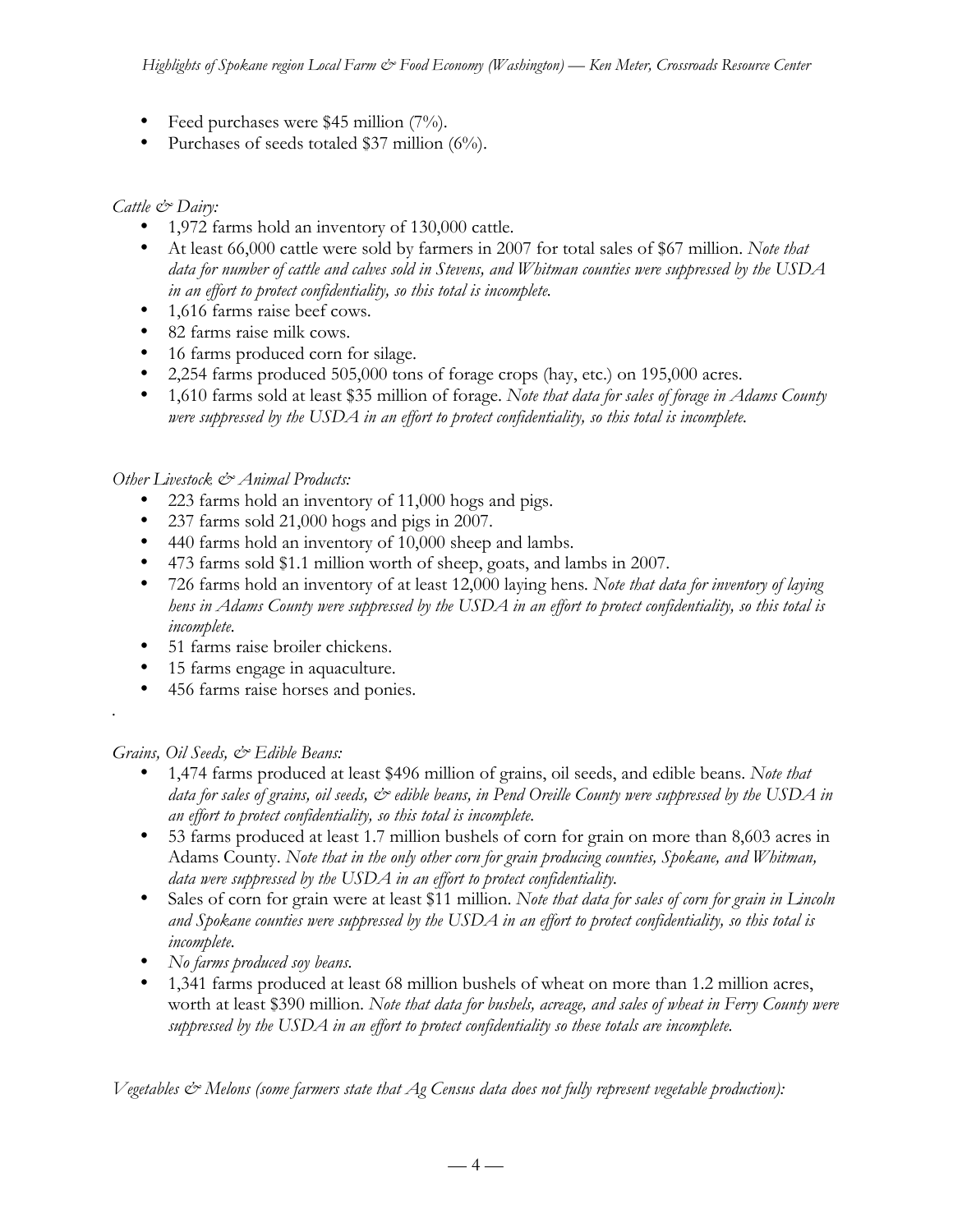- Feed purchases were $45 million (7%).
- Purchases of seeds totaled $37 million (6%).

*Cattle & Dairy:*

- 1,972 farms hold an inventory of 130,000 cattle.
- At least 66,000 cattle were sold by farmers in 2007 for total sales of $67 million. *Note that data for number of cattle and calves sold in Stevens, and Whitman counties were suppressed by the USDA in an effort to protect confidentiality, so this total is incomplete.*
- 1,616 farms raise beef cows.
- 82 farms raise milk cows.
- 16 farms produced corn for silage.
- 2,254 farms produced 505,000 tons of forage crops (hay, etc.) on 195,000 acres.
- 1,610 farms sold at least $35 million of forage. *Note that data for sales of forage in Adams County were suppressed by the USDA in an effort to protect confidentiality, so this total is incomplete.*

*Other Livestock & Animal Products:*

- 223 farms hold an inventory of 11,000 hogs and pigs.
- 237 farms sold 21,000 hogs and pigs in 2007.
- 440 farms hold an inventory of 10,000 sheep and lambs.
- 473 farms sold $1.1 million worth of sheep, goats, and lambs in 2007.
- 726 farms hold an inventory of at least 12,000 laying hens. *Note that data for inventory of laying hens in Adams County were suppressed by the USDA in an effort to protect confidentiality, so this total is incomplete.*
- 51 farms raise broiler chickens.
- 15 farms engage in aquaculture.
- 456 farms raise horses and ponies.

*Grains, Oil Seeds, & Edible Beans:*

- 1,474 farms produced at least $496 million of grains, oil seeds, and edible beans. *Note that data for sales of grains, oil seeds, & edible beans, in Pend Oreille County were suppressed by the USDA in an effort to protect confidentiality, so this total is incomplete.*
- 53 farms produced at least 1.7 million bushels of corn for grain on more than 8,603 acres in Adams County. *Note that in the only other corn for grain producing counties, Spokane, and Whitman, data were suppressed by the USDA in an effort to protect confidentiality.*
- Sales of corn for grain were at least $11 million. *Note that data for sales of corn for grain in Lincoln and Spokane counties were suppressed by the USDA in an effort to protect confidentiality, so this total is incomplete.*
- *No farms produced soy beans.*
- 1,341 farms produced at least 68 million bushels of wheat on more than 1.2 million acres, worth at least $390 million. *Note that data for bushels, acreage, and sales of wheat in Ferry County were suppressed by the USDA in an effort to protect confidentiality so these totals are incomplete.*

*Vegetables & Melons (some farmers state that Ag Census data does not fully represent vegetable production):*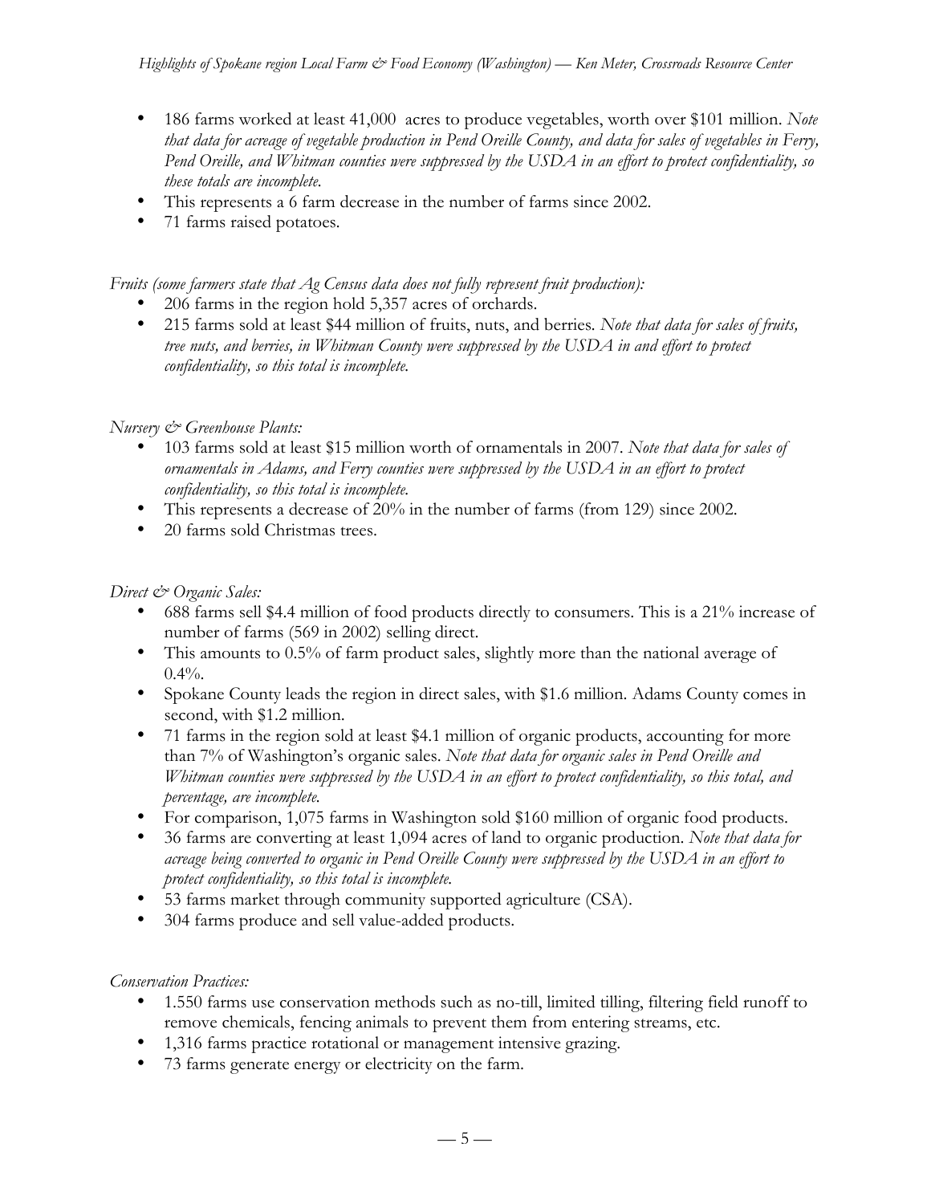- 186 farms worked at least 41,000 acres to produce vegetables, worth over $101 million. *Note that data for acreage of vegetable production in Pend Oreille County, and data for sales of vegetables in Ferry, Pend Oreille, and Whitman counties were suppressed by the USDA in an effort to protect confidentiality, so these totals are incomplete.*
- This represents a 6 farm decrease in the number of farms since 2002.
- 71 farms raised potatoes.

*Fruits (some farmers state that Ag Census data does not fully represent fruit production):*

- 206 farms in the region hold 5,357 acres of orchards.
- 215 farms sold at least $44 million of fruits, nuts, and berries. *Note that data for sales of fruits, tree nuts, and berries, in Whitman County were suppressed by the USDA in and effort to protect confidentiality, so this total is incomplete.*

*Nursery & Greenhouse Plants:*

- 103 farms sold at least $15 million worth of ornamentals in 2007. *Note that data for sales of ornamentals in Adams, and Ferry counties were suppressed by the USDA in an effort to protect confidentiality, so this total is incomplete.*
- This represents a decrease of 20% in the number of farms (from 129) since 2002.
- 20 farms sold Christmas trees.

*Direct & Organic Sales:*

- 688 farms sell $4.4 million of food products directly to consumers. This is a 21% increase of number of farms (569 in 2002) selling direct.
- This amounts to 0.5% of farm product sales, slightly more than the national average of 0.4%.
- Spokane County leads the region in direct sales, with $1.6 million. Adams County comes in second, with $1.2 million.
- 71 farms in the region sold at least $4.1 million of organic products, accounting for more than 7% of Washington's organic sales. *Note that data for organic sales in Pend Oreille and Whitman counties were suppressed by the USDA in an effort to protect confidentiality, so this total, and percentage, are incomplete.*
- For comparison, 1,075 farms in Washington sold $160 million of organic food products.
- 36 farms are converting at least 1,094 acres of land to organic production. *Note that data for acreage being converted to organic in Pend Oreille County were suppressed by the USDA in an effort to protect confidentiality, so this total is incomplete.*
- 53 farms market through community supported agriculture (CSA).
- 304 farms produce and sell value-added products.

*Conservation Practices:*

- 1.550 farms use conservation methods such as no-till, limited tilling, filtering field runoff to remove chemicals, fencing animals to prevent them from entering streams, etc.
- 1,316 farms practice rotational or management intensive grazing.
- 73 farms generate energy or electricity on the farm.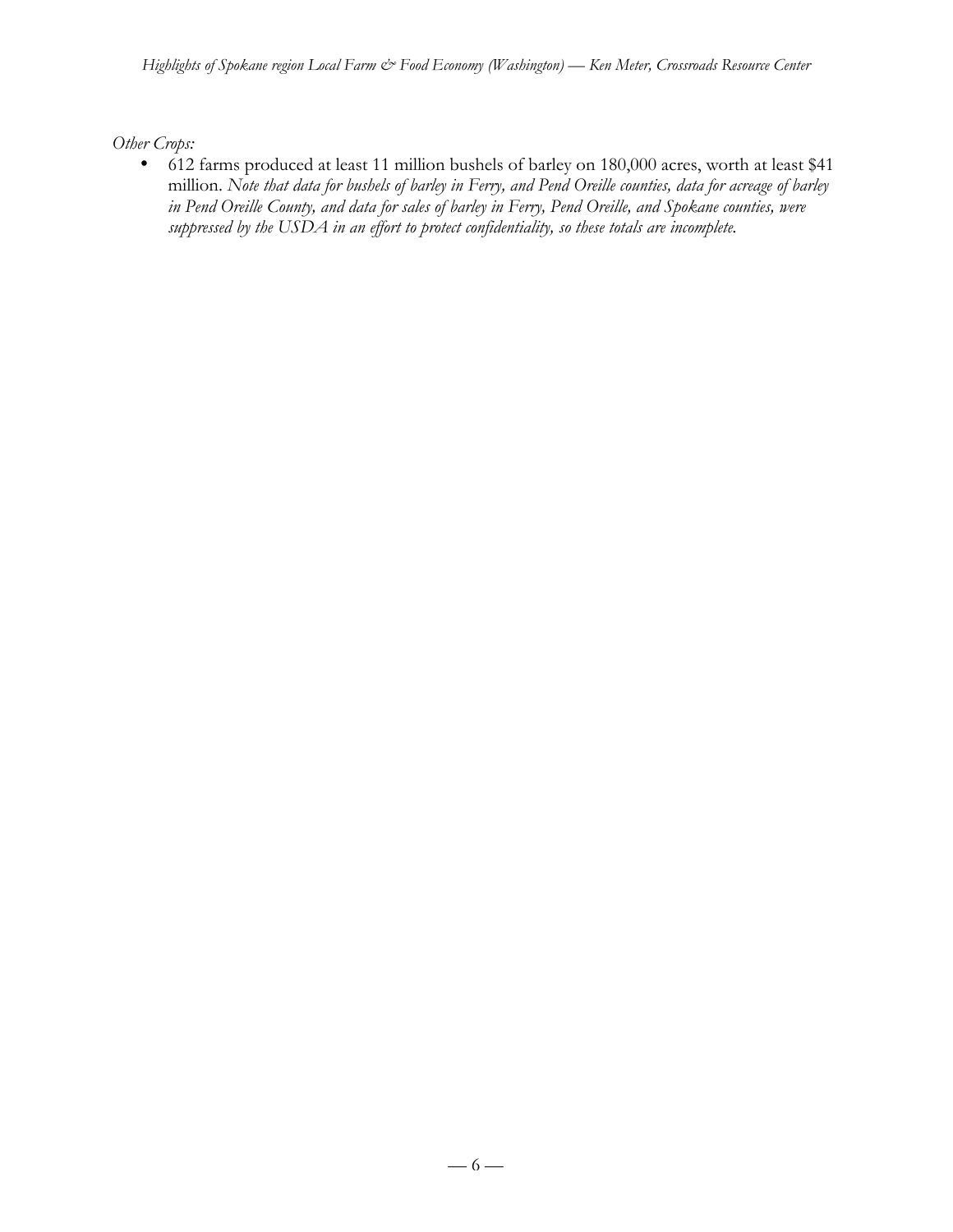*Other Crops:*

- 612 farms produced at least 11 million bushels of barley on 180,000 acres, worth at least $41 million. *Note that data for bushels of barley in Ferry, and Pend Oreille counties, data for acreage of barley in Pend Oreille County, and data for sales of barley in Ferry, Pend Oreille, and Spokane counties, were suppressed by the USDA in an effort to protect confidentiality, so these totals are incomplete.*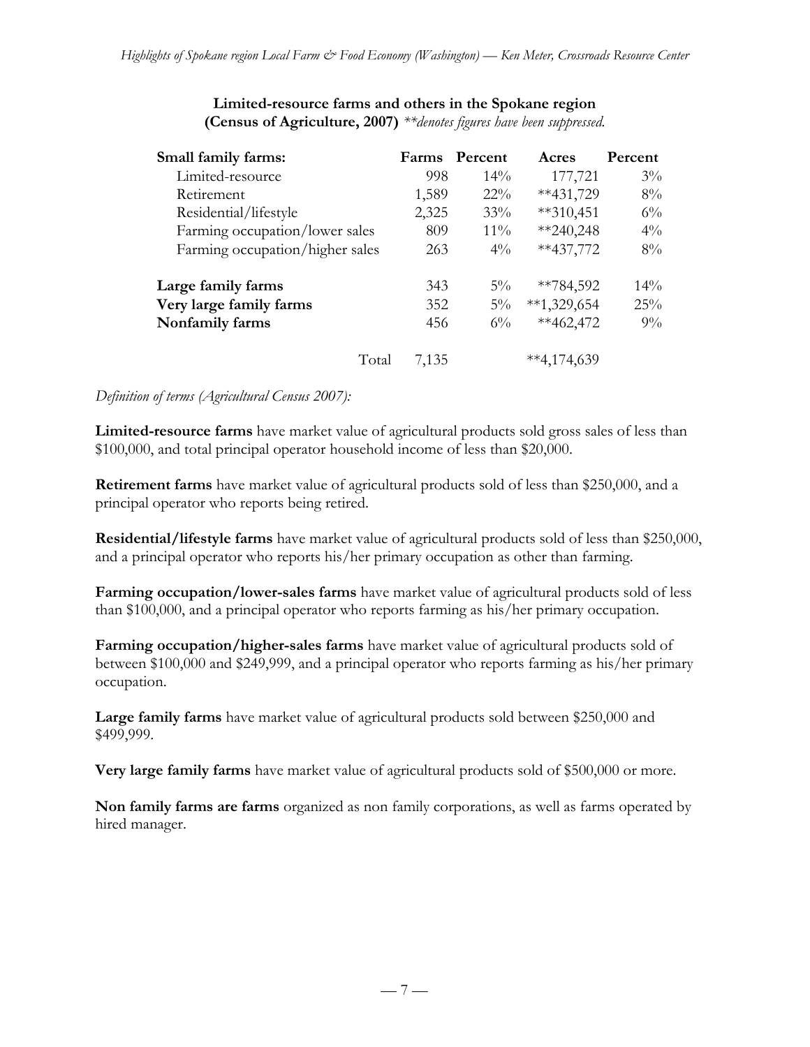**Limited-resource farms and others in the Spokane region**
**(Census of Agriculture, 2007)** *\*\*denotes figures have been suppressed.*

| **Small family farms:** | **Farms** | **Percent** | **Acres** | **Percent** |
|---|---|---|---|---|
| Limited-resource | 998 | 14% | 177,721 | 3% |
| Retirement | 1,589 | 22% | **431,729 | 8% |
| Residential/lifestyle | 2,325 | 33% | **310,451 | 6% |
| Farming occupation/lower sales | 809 | 11% | **240,248 | 4% |
| Farming occupation/higher sales | 263 | 4% | **437,772 | 8% |
| **Large family farms** | 343 | 5% | **784,592 | 14% |
| **Very large family farms** | 352 | 5% | **1,329,654 | 25% |
| **Nonfamily farms** | 456 | 6% | **462,472 | 9% |
| Total | 7,135 | | **4,174,639 | |

*Definition of terms (Agricultural Census 2007):*

**Limited-resource farms** have market value of agricultural products sold gross sales of less than \$100,000, and total principal operator household income of less than \$20,000.

**Retirement farms** have market value of agricultural products sold of less than \$250,000, and a principal operator who reports being retired.

**Residential/lifestyle farms** have market value of agricultural products sold of less than \$250,000, and a principal operator who reports his/her primary occupation as other than farming.

**Farming occupation/lower-sales farms** have market value of agricultural products sold of less than \$100,000, and a principal operator who reports farming as his/her primary occupation.

**Farming occupation/higher-sales farms** have market value of agricultural products sold of between \$100,000 and \$249,999, and a principal operator who reports farming as his/her primary occupation.

**Large family farms** have market value of agricultural products sold between \$250,000 and \$499,999.

**Very large family farms** have market value of agricultural products sold of \$500,000 or more.

**Non family farms are farms** organized as non family corporations, as well as farms operated by hired manager.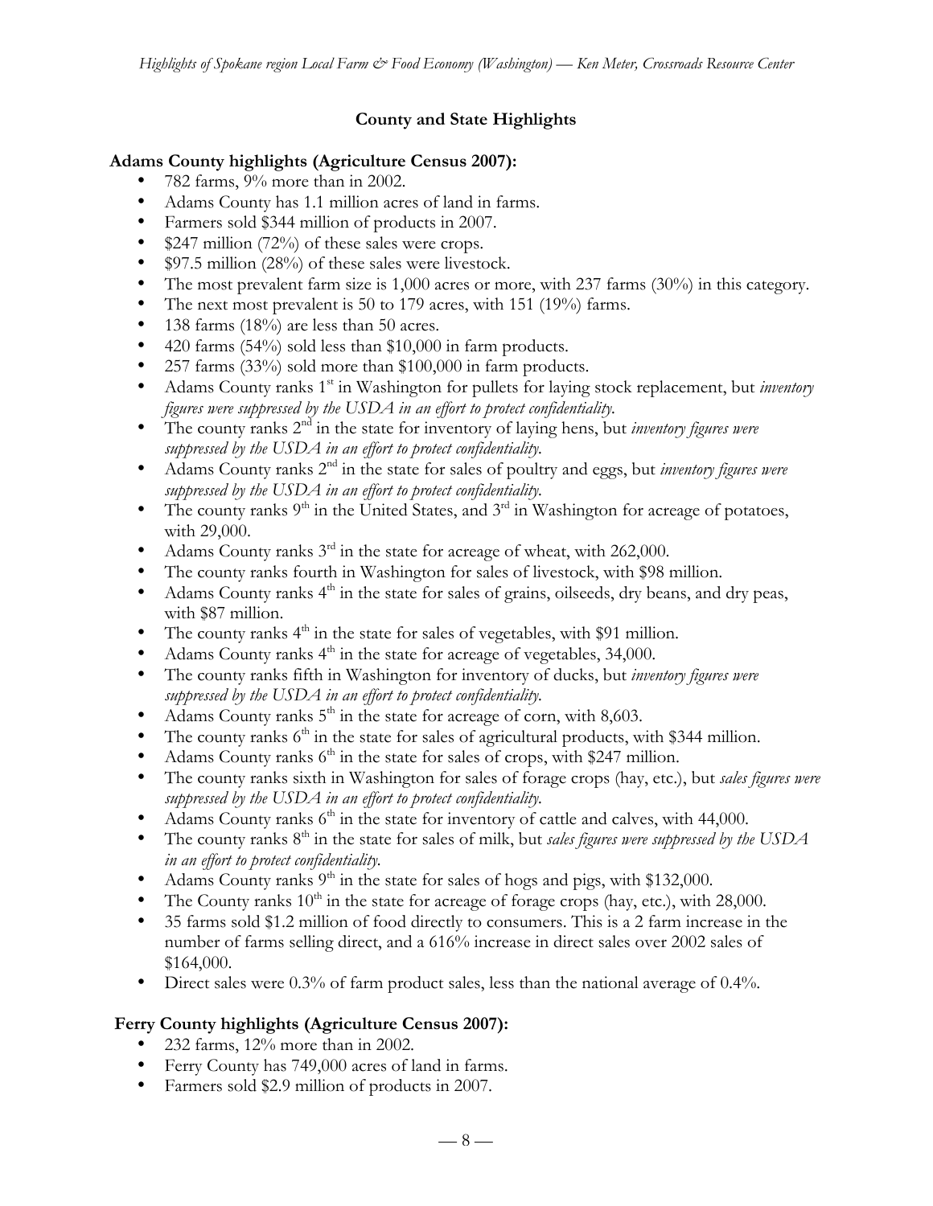## County and State Highlights

### Adams County highlights (Agriculture Census 2007):

- 782 farms, 9% more than in 2002.
- Adams County has 1.1 million acres of land in farms.
- Farmers sold $344 million of products in 2007.
- $247 million (72%) of these sales were crops.
- $97.5 million (28%) of these sales were livestock.
- The most prevalent farm size is 1,000 acres or more, with 237 farms (30%) in this category.
- The next most prevalent is 50 to 179 acres, with 151 (19%) farms.
- 138 farms (18%) are less than 50 acres.
- 420 farms (54%) sold less than $10,000 in farm products.
- 257 farms (33%) sold more than $100,000 in farm products.
- Adams County ranks 1st in Washington for pullets for laying stock replacement, but *inventory figures were suppressed by the USDA in an effort to protect confidentiality.*
- The county ranks 2nd in the state for inventory of laying hens, but *inventory figures were suppressed by the USDA in an effort to protect confidentiality.*
- Adams County ranks 2nd in the state for sales of poultry and eggs, but *inventory figures were suppressed by the USDA in an effort to protect confidentiality.*
- The county ranks 9th in the United States, and 3rd in Washington for acreage of potatoes, with 29,000.
- Adams County ranks 3rd in the state for acreage of wheat, with 262,000.
- The county ranks fourth in Washington for sales of livestock, with $98 million.
- Adams County ranks 4th in the state for sales of grains, oilseeds, dry beans, and dry peas, with $87 million.
- The county ranks 4th in the state for sales of vegetables, with $91 million.
- Adams County ranks 4th in the state for acreage of vegetables, 34,000.
- The county ranks fifth in Washington for inventory of ducks, but *inventory figures were suppressed by the USDA in an effort to protect confidentiality.*
- Adams County ranks 5th in the state for acreage of corn, with 8,603.
- The county ranks 6th in the state for sales of agricultural products, with $344 million.
- Adams County ranks 6th in the state for sales of crops, with $247 million.
- The county ranks sixth in Washington for sales of forage crops (hay, etc.), but *sales figures were suppressed by the USDA in an effort to protect confidentiality.*
- Adams County ranks 6th in the state for inventory of cattle and calves, with 44,000.
- The county ranks 8th in the state for sales of milk, but *sales figures were suppressed by the USDA in an effort to protect confidentiality.*
- Adams County ranks 9th in the state for sales of hogs and pigs, with $132,000.
- The County ranks 10th in the state for acreage of forage crops (hay, etc.), with 28,000.
- 35 farms sold $1.2 million of food directly to consumers. This is a 2 farm increase in the number of farms selling direct, and a 616% increase in direct sales over 2002 sales of $164,000.
- Direct sales were 0.3% of farm product sales, less than the national average of 0.4%.

### Ferry County highlights (Agriculture Census 2007):

- 232 farms, 12% more than in 2002.
- Ferry County has 749,000 acres of land in farms.
- Farmers sold $2.9 million of products in 2007.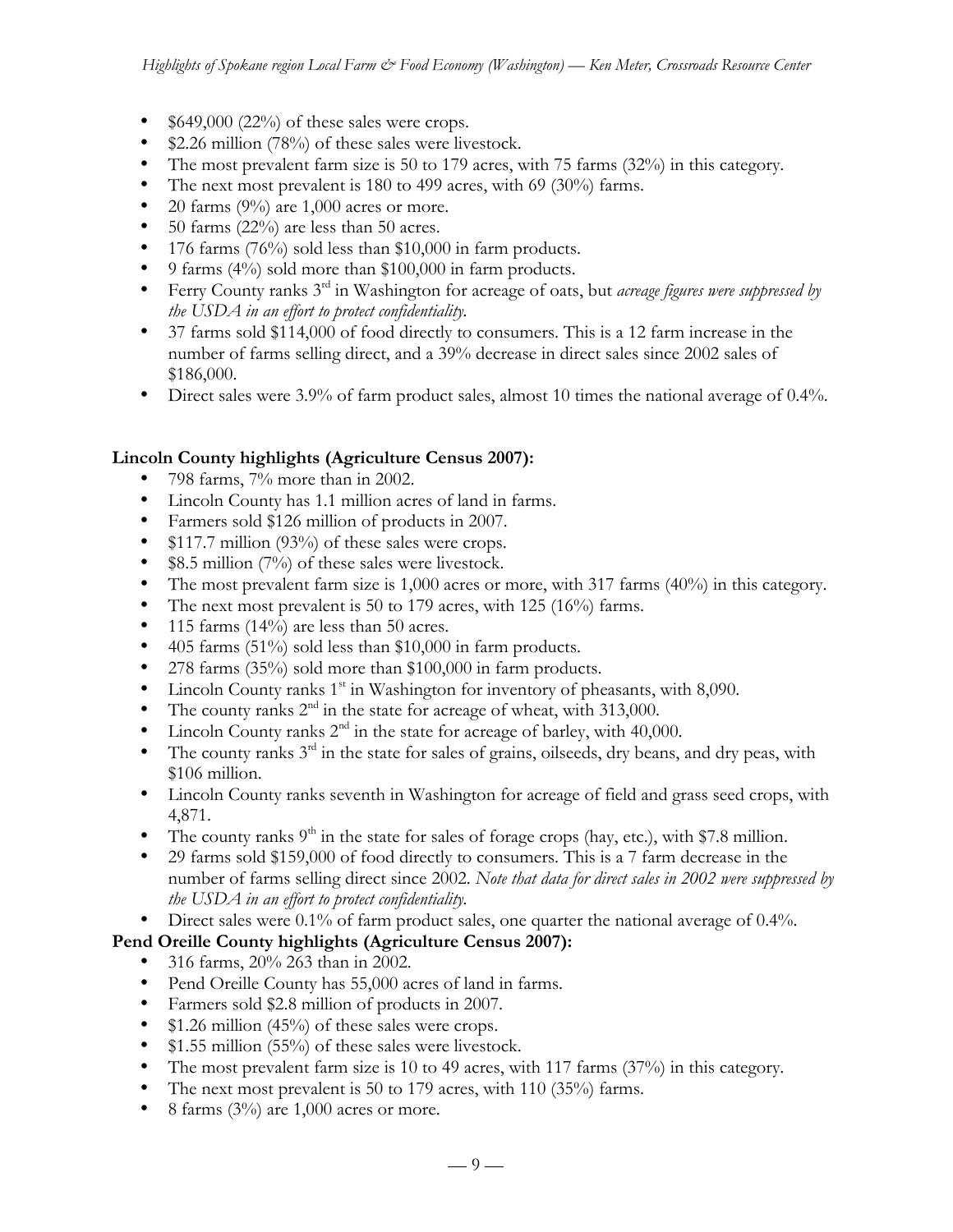- $649,000 (22%) of these sales were crops.
- $2.26 million (78%) of these sales were livestock.
- The most prevalent farm size is 50 to 179 acres, with 75 farms (32%) in this category.
- The next most prevalent is 180 to 499 acres, with 69 (30%) farms.
- 20 farms (9%) are 1,000 acres or more.
- 50 farms (22%) are less than 50 acres.
- 176 farms (76%) sold less than $10,000 in farm products.
- 9 farms (4%) sold more than $100,000 in farm products.
- Ferry County ranks 3rd in Washington for acreage of oats, but *acreage figures were suppressed by the USDA in an effort to protect confidentiality.*
- 37 farms sold $114,000 of food directly to consumers. This is a 12 farm increase in the number of farms selling direct, and a 39% decrease in direct sales since 2002 sales of $186,000.
- Direct sales were 3.9% of farm product sales, almost 10 times the national average of 0.4%.

**Lincoln County highlights (Agriculture Census 2007):**

- 798 farms, 7% more than in 2002.
- Lincoln County has 1.1 million acres of land in farms.
- Farmers sold $126 million of products in 2007.
- $117.7 million (93%) of these sales were crops.
- $8.5 million (7%) of these sales were livestock.
- The most prevalent farm size is 1,000 acres or more, with 317 farms (40%) in this category.
- The next most prevalent is 50 to 179 acres, with 125 (16%) farms.
- 115 farms (14%) are less than 50 acres.
- 405 farms (51%) sold less than $10,000 in farm products.
- 278 farms (35%) sold more than $100,000 in farm products.
- Lincoln County ranks 1st in Washington for inventory of pheasants, with 8,090.
- The county ranks 2nd in the state for acreage of wheat, with 313,000.
- Lincoln County ranks 2nd in the state for acreage of barley, with 40,000.
- The county ranks 3rd in the state for sales of grains, oilseeds, dry beans, and dry peas, with $106 million.
- Lincoln County ranks seventh in Washington for acreage of field and grass seed crops, with 4,871.
- The county ranks 9th in the state for sales of forage crops (hay, etc.), with $7.8 million.
- 29 farms sold $159,000 of food directly to consumers. This is a 7 farm decrease in the number of farms selling direct since 2002. *Note that data for direct sales in 2002 were suppressed by the USDA in an effort to protect confidentiality.*
- Direct sales were 0.1% of farm product sales, one quarter the national average of 0.4%.

**Pend Oreille County highlights (Agriculture Census 2007):**

- 316 farms, 20% 263 than in 2002.
- Pend Oreille County has 55,000 acres of land in farms.
- Farmers sold $2.8 million of products in 2007.
- $1.26 million (45%) of these sales were crops.
- $1.55 million (55%) of these sales were livestock.
- The most prevalent farm size is 10 to 49 acres, with 117 farms (37%) in this category.
- The next most prevalent is 50 to 179 acres, with 110 (35%) farms.
- 8 farms (3%) are 1,000 acres or more.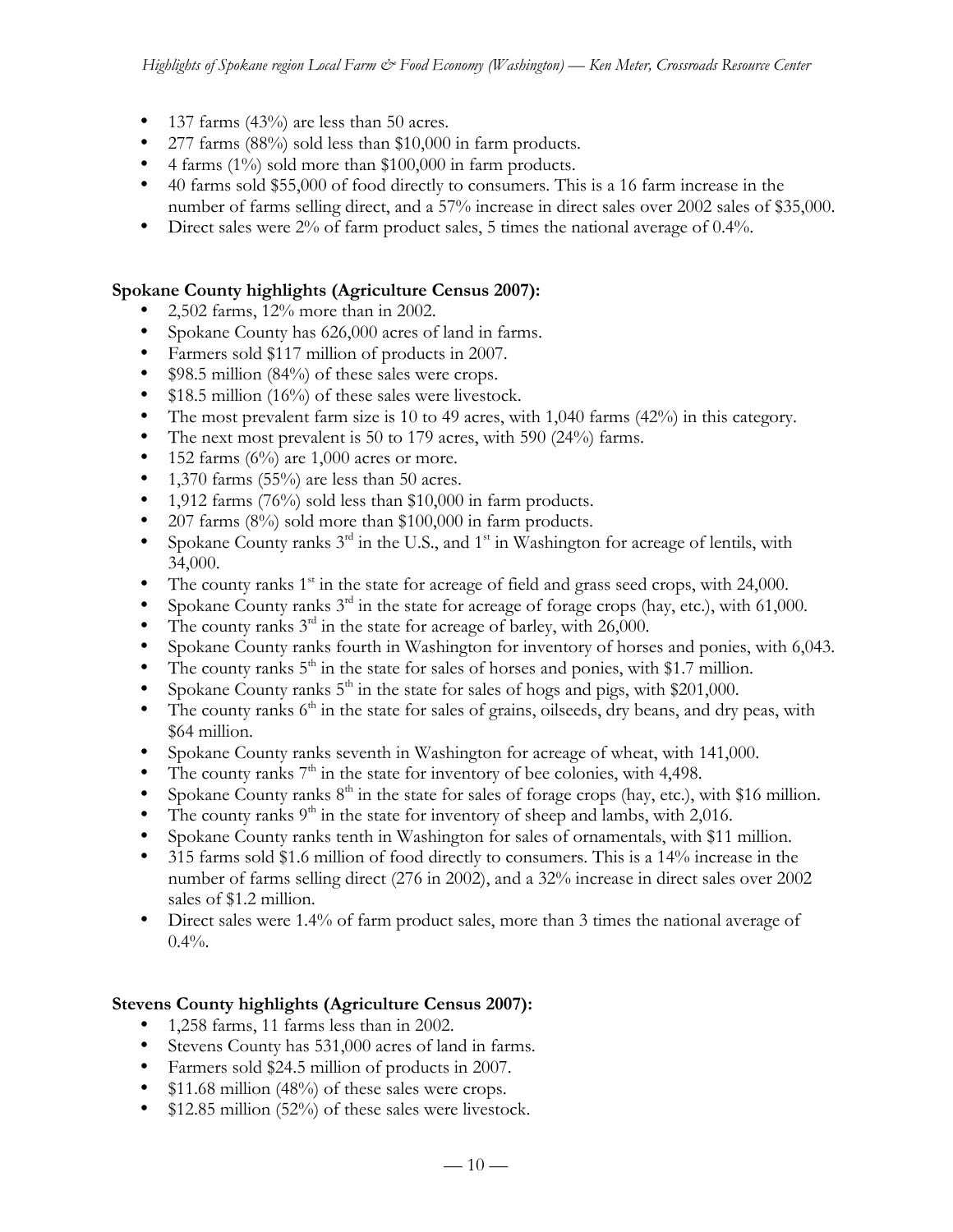- 137 farms (43%) are less than 50 acres.
- 277 farms (88%) sold less than $10,000 in farm products.
- 4 farms (1%) sold more than $100,000 in farm products.
- 40 farms sold $55,000 of food directly to consumers. This is a 16 farm increase in the number of farms selling direct, and a 57% increase in direct sales over 2002 sales of $35,000.
- Direct sales were 2% of farm product sales, 5 times the national average of 0.4%.

**Spokane County highlights (Agriculture Census 2007):**

- 2,502 farms, 12% more than in 2002.
- Spokane County has 626,000 acres of land in farms.
- Farmers sold $117 million of products in 2007.
- $98.5 million (84%) of these sales were crops.
- $18.5 million (16%) of these sales were livestock.
- The most prevalent farm size is 10 to 49 acres, with 1,040 farms (42%) in this category.
- The next most prevalent is 50 to 179 acres, with 590 (24%) farms.
- 152 farms (6%) are 1,000 acres or more.
- 1,370 farms (55%) are less than 50 acres.
- 1,912 farms (76%) sold less than $10,000 in farm products.
- 207 farms (8%) sold more than $100,000 in farm products.
- Spokane County ranks 3rd in the U.S., and 1st in Washington for acreage of lentils, with 34,000.
- The county ranks 1st in the state for acreage of field and grass seed crops, with 24,000.
- Spokane County ranks 3rd in the state for acreage of forage crops (hay, etc.), with 61,000.
- The county ranks 3rd in the state for acreage of barley, with 26,000.
- Spokane County ranks fourth in Washington for inventory of horses and ponies, with 6,043.
- The county ranks 5th in the state for sales of horses and ponies, with $1.7 million.
- Spokane County ranks 5th in the state for sales of hogs and pigs, with $201,000.
- The county ranks 6th in the state for sales of grains, oilseeds, dry beans, and dry peas, with $64 million.
- Spokane County ranks seventh in Washington for acreage of wheat, with 141,000.
- The county ranks 7th in the state for inventory of bee colonies, with 4,498.
- Spokane County ranks 8th in the state for sales of forage crops (hay, etc.), with $16 million.
- The county ranks 9th in the state for inventory of sheep and lambs, with 2,016.
- Spokane County ranks tenth in Washington for sales of ornamentals, with $11 million.
- 315 farms sold $1.6 million of food directly to consumers. This is a 14% increase in the number of farms selling direct (276 in 2002), and a 32% increase in direct sales over 2002 sales of $1.2 million.
- Direct sales were 1.4% of farm product sales, more than 3 times the national average of 0.4%.

**Stevens County highlights (Agriculture Census 2007):**

- 1,258 farms, 11 farms less than in 2002.
- Stevens County has 531,000 acres of land in farms.
- Farmers sold $24.5 million of products in 2007.
- $11.68 million (48%) of these sales were crops.
- $12.85 million (52%) of these sales were livestock.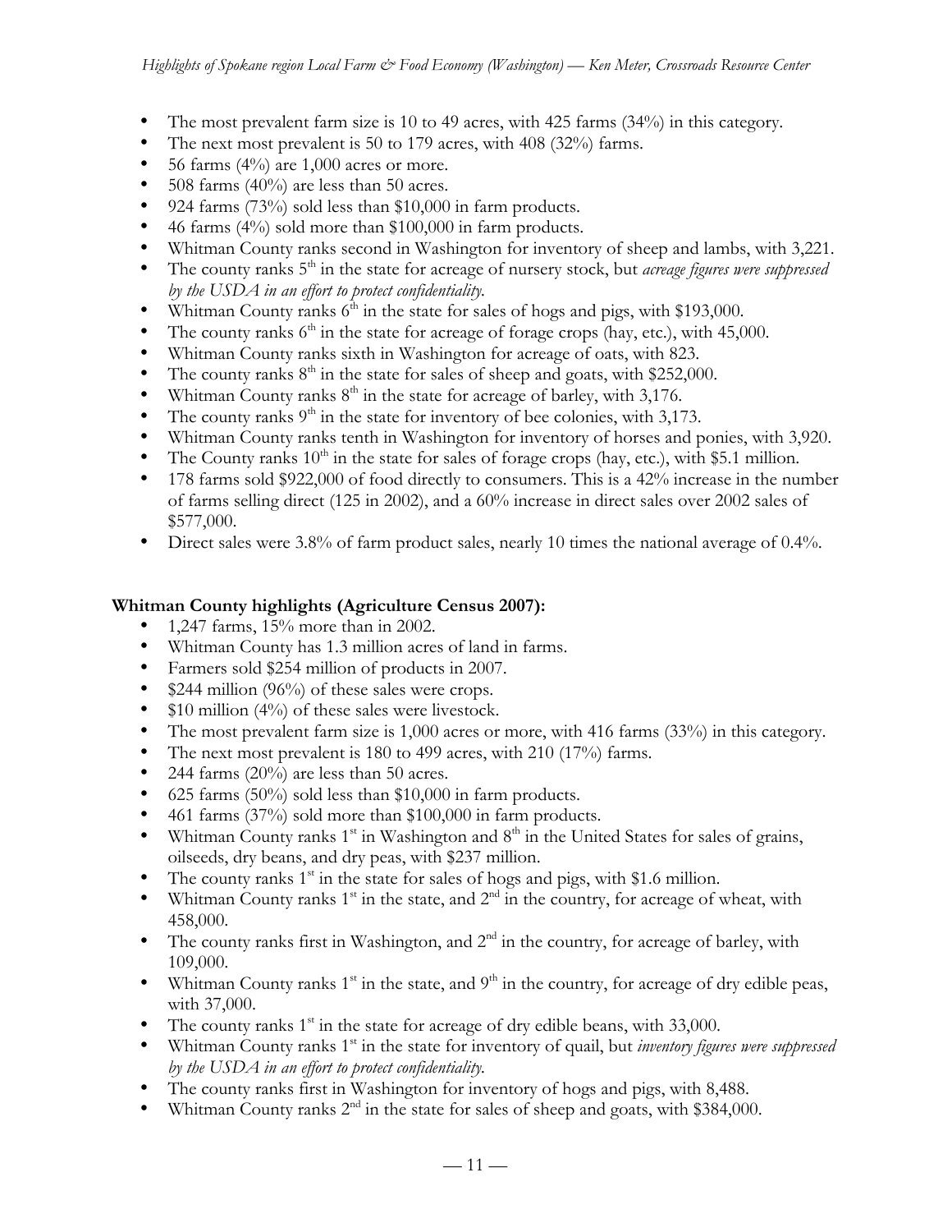- The most prevalent farm size is 10 to 49 acres, with 425 farms (34%) in this category.
- The next most prevalent is 50 to 179 acres, with 408 (32%) farms.
- 56 farms (4%) are 1,000 acres or more.
- 508 farms (40%) are less than 50 acres.
- 924 farms (73%) sold less than $10,000 in farm products.
- 46 farms (4%) sold more than $100,000 in farm products.
- Whitman County ranks second in Washington for inventory of sheep and lambs, with 3,221.
- The county ranks 5th in the state for acreage of nursery stock, but *acreage figures were suppressed by the USDA in an effort to protect confidentiality.*
- Whitman County ranks 6th in the state for sales of hogs and pigs, with $193,000.
- The county ranks 6th in the state for acreage of forage crops (hay, etc.), with 45,000.
- Whitman County ranks sixth in Washington for acreage of oats, with 823.
- The county ranks 8th in the state for sales of sheep and goats, with $252,000.
- Whitman County ranks 8th in the state for acreage of barley, with 3,176.
- The county ranks 9th in the state for inventory of bee colonies, with 3,173.
- Whitman County ranks tenth in Washington for inventory of horses and ponies, with 3,920.
- The County ranks 10th in the state for sales of forage crops (hay, etc.), with $5.1 million.
- 178 farms sold $922,000 of food directly to consumers. This is a 42% increase in the number of farms selling direct (125 in 2002), and a 60% increase in direct sales over 2002 sales of $577,000.
- Direct sales were 3.8% of farm product sales, nearly 10 times the national average of 0.4%.

**Whitman County highlights (Agriculture Census 2007):**

- 1,247 farms, 15% more than in 2002.
- Whitman County has 1.3 million acres of land in farms.
- Farmers sold $254 million of products in 2007.
- $244 million (96%) of these sales were crops.
- $10 million (4%) of these sales were livestock.
- The most prevalent farm size is 1,000 acres or more, with 416 farms (33%) in this category.
- The next most prevalent is 180 to 499 acres, with 210 (17%) farms.
- 244 farms (20%) are less than 50 acres.
- 625 farms (50%) sold less than $10,000 in farm products.
- 461 farms (37%) sold more than $100,000 in farm products.
- Whitman County ranks 1st in Washington and 8th in the United States for sales of grains, oilseeds, dry beans, and dry peas, with $237 million.
- The county ranks 1st in the state for sales of hogs and pigs, with $1.6 million.
- Whitman County ranks 1st in the state, and 2nd in the country, for acreage of wheat, with 458,000.
- The county ranks first in Washington, and 2nd in the country, for acreage of barley, with 109,000.
- Whitman County ranks 1st in the state, and 9th in the country, for acreage of dry edible peas, with 37,000.
- The county ranks 1st in the state for acreage of dry edible beans, with 33,000.
- Whitman County ranks 1st in the state for inventory of quail, but *inventory figures were suppressed by the USDA in an effort to protect confidentiality.*
- The county ranks first in Washington for inventory of hogs and pigs, with 8,488.
- Whitman County ranks 2nd in the state for sales of sheep and goats, with $384,000.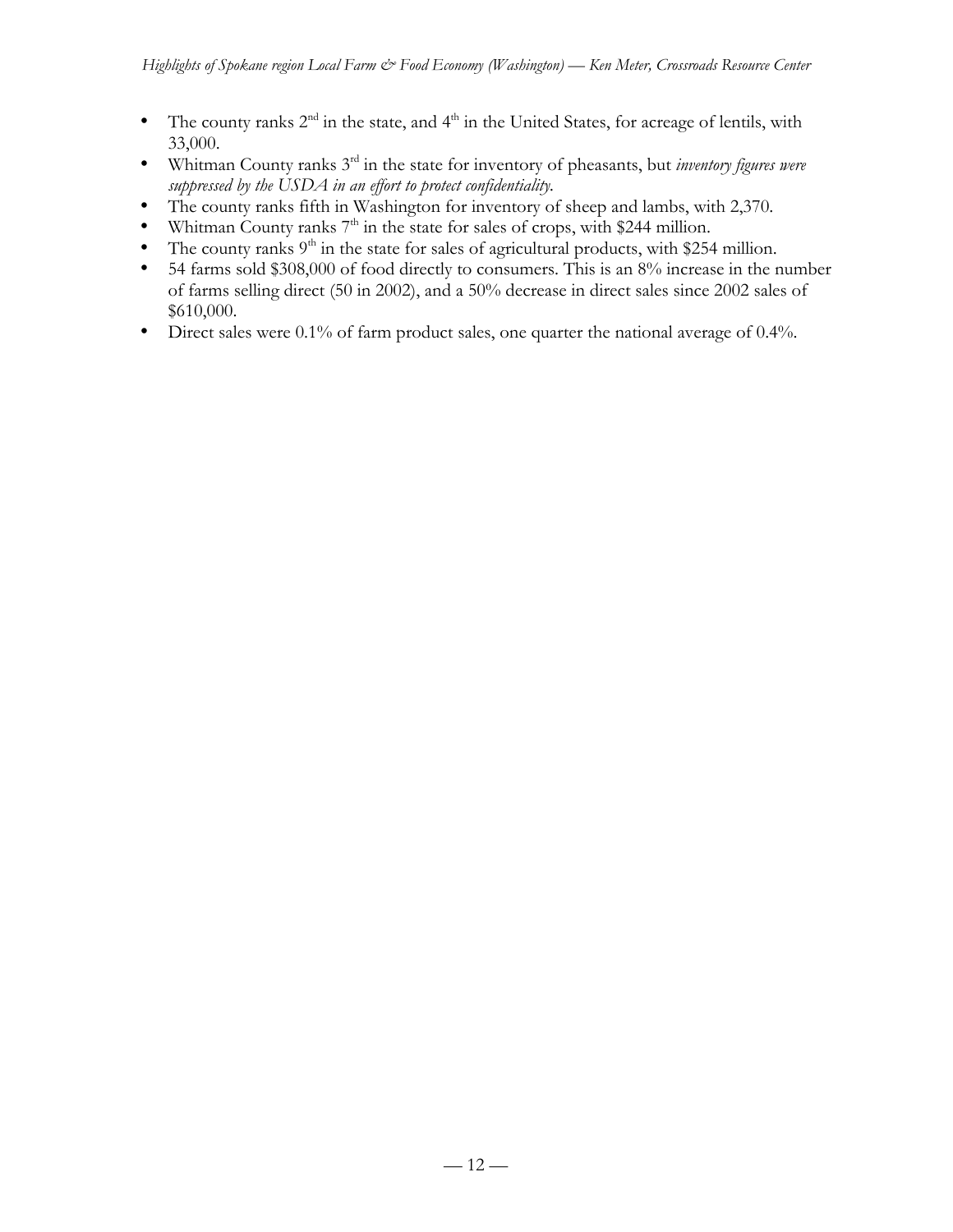- The county ranks 2nd in the state, and 4th in the United States, for acreage of lentils, with 33,000.
- Whitman County ranks 3rd in the state for inventory of pheasants, but *inventory figures were suppressed by the USDA in an effort to protect confidentiality.*
- The county ranks fifth in Washington for inventory of sheep and lambs, with 2,370.
- Whitman County ranks 7th in the state for sales of crops, with $244 million.
- The county ranks 9th in the state for sales of agricultural products, with $254 million.
- 54 farms sold $308,000 of food directly to consumers. This is an 8% increase in the number of farms selling direct (50 in 2002), and a 50% decrease in direct sales since 2002 sales of $610,000.
- Direct sales were 0.1% of farm product sales, one quarter the national average of 0.4%.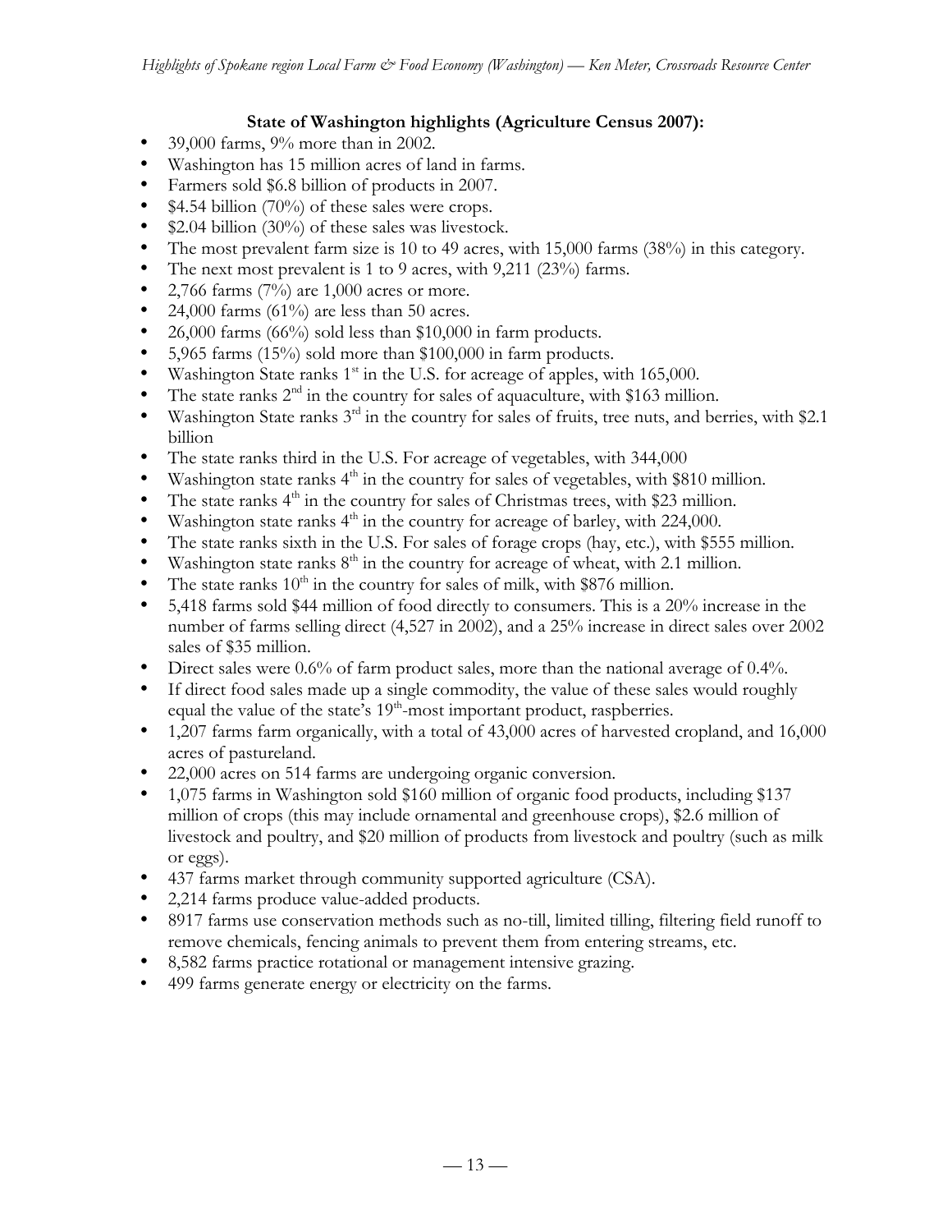**State of Washington highlights (Agriculture Census 2007):**

- 39,000 farms, 9% more than in 2002.
- Washington has 15 million acres of land in farms.
- Farmers sold \$6.8 billion of products in 2007.
- \$4.54 billion (70%) of these sales were crops.
- \$2.04 billion (30%) of these sales was livestock.
- The most prevalent farm size is 10 to 49 acres, with 15,000 farms (38%) in this category.
- The next most prevalent is 1 to 9 acres, with 9,211 (23%) farms.
- 2,766 farms (7%) are 1,000 acres or more.
- 24,000 farms (61%) are less than 50 acres.
- 26,000 farms (66%) sold less than \$10,000 in farm products.
- 5,965 farms (15%) sold more than \$100,000 in farm products.
- Washington State ranks 1st in the U.S. for acreage of apples, with 165,000.
- The state ranks 2nd in the country for sales of aquaculture, with \$163 million.
- Washington State ranks 3rd in the country for sales of fruits, tree nuts, and berries, with \$2.1 billion
- The state ranks third in the U.S. For acreage of vegetables, with 344,000
- Washington state ranks 4th in the country for sales of vegetables, with \$810 million.
- The state ranks 4th in the country for sales of Christmas trees, with \$23 million.
- Washington state ranks 4th in the country for acreage of barley, with 224,000.
- The state ranks sixth in the U.S. For sales of forage crops (hay, etc.), with \$555 million.
- Washington state ranks 8th in the country for acreage of wheat, with 2.1 million.
- The state ranks 10th in the country for sales of milk, with \$876 million.
- 5,418 farms sold \$44 million of food directly to consumers. This is a 20% increase in the number of farms selling direct (4,527 in 2002), and a 25% increase in direct sales over 2002 sales of \$35 million.
- Direct sales were 0.6% of farm product sales, more than the national average of 0.4%.
- If direct food sales made up a single commodity, the value of these sales would roughly equal the value of the state's 19th-most important product, raspberries.
- 1,207 farms farm organically, with a total of 43,000 acres of harvested cropland, and 16,000 acres of pastureland.
- 22,000 acres on 514 farms are undergoing organic conversion.
- 1,075 farms in Washington sold \$160 million of organic food products, including \$137 million of crops (this may include ornamental and greenhouse crops), \$2.6 million of livestock and poultry, and \$20 million of products from livestock and poultry (such as milk or eggs).
- 437 farms market through community supported agriculture (CSA).
- 2,214 farms produce value-added products.
- 8917 farms use conservation methods such as no-till, limited tilling, filtering field runoff to remove chemicals, fencing animals to prevent them from entering streams, etc.
- 8,582 farms practice rotational or management intensive grazing.
- 499 farms generate energy or electricity on the farms.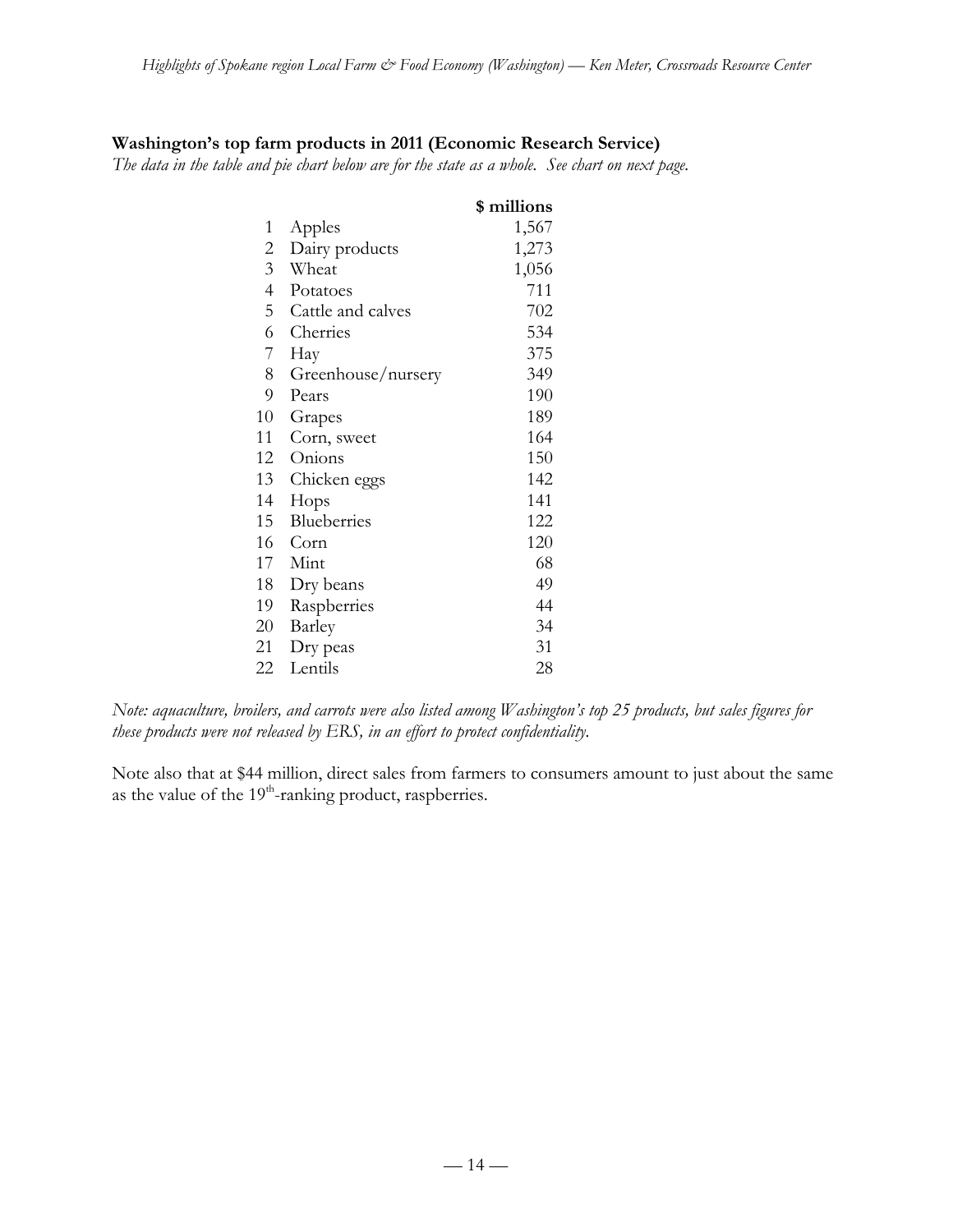**Washington's top farm products in 2011 (Economic Research Service)**

*The data in the table and pie chart below are for the state as a whole. See chart on next page.*

| | | $ millions |
|---|---|---|
| 1 | Apples | 1,567 |
| 2 | Dairy products | 1,273 |
| 3 | Wheat | 1,056 |
| 4 | Potatoes | 711 |
| 5 | Cattle and calves | 702 |
| 6 | Cherries | 534 |
| 7 | Hay | 375 |
| 8 | Greenhouse/nursery | 349 |
| 9 | Pears | 190 |
| 10 | Grapes | 189 |
| 11 | Corn, sweet | 164 |
| 12 | Onions | 150 |
| 13 | Chicken eggs | 142 |
| 14 | Hops | 141 |
| 15 | Blueberries | 122 |
| 16 | Corn | 120 |
| 17 | Mint | 68 |
| 18 | Dry beans | 49 |
| 19 | Raspberries | 44 |
| 20 | Barley | 34 |
| 21 | Dry peas | 31 |
| 22 | Lentils | 28 |

*Note: aquaculture, broilers, and carrots were also listed among Washington's top 25 products, but sales figures for these products were not released by ERS, in an effort to protect confidentiality.*

Note also that at $44 million, direct sales from farmers to consumers amount to just about the same as the value of the 19th-ranking product, raspberries.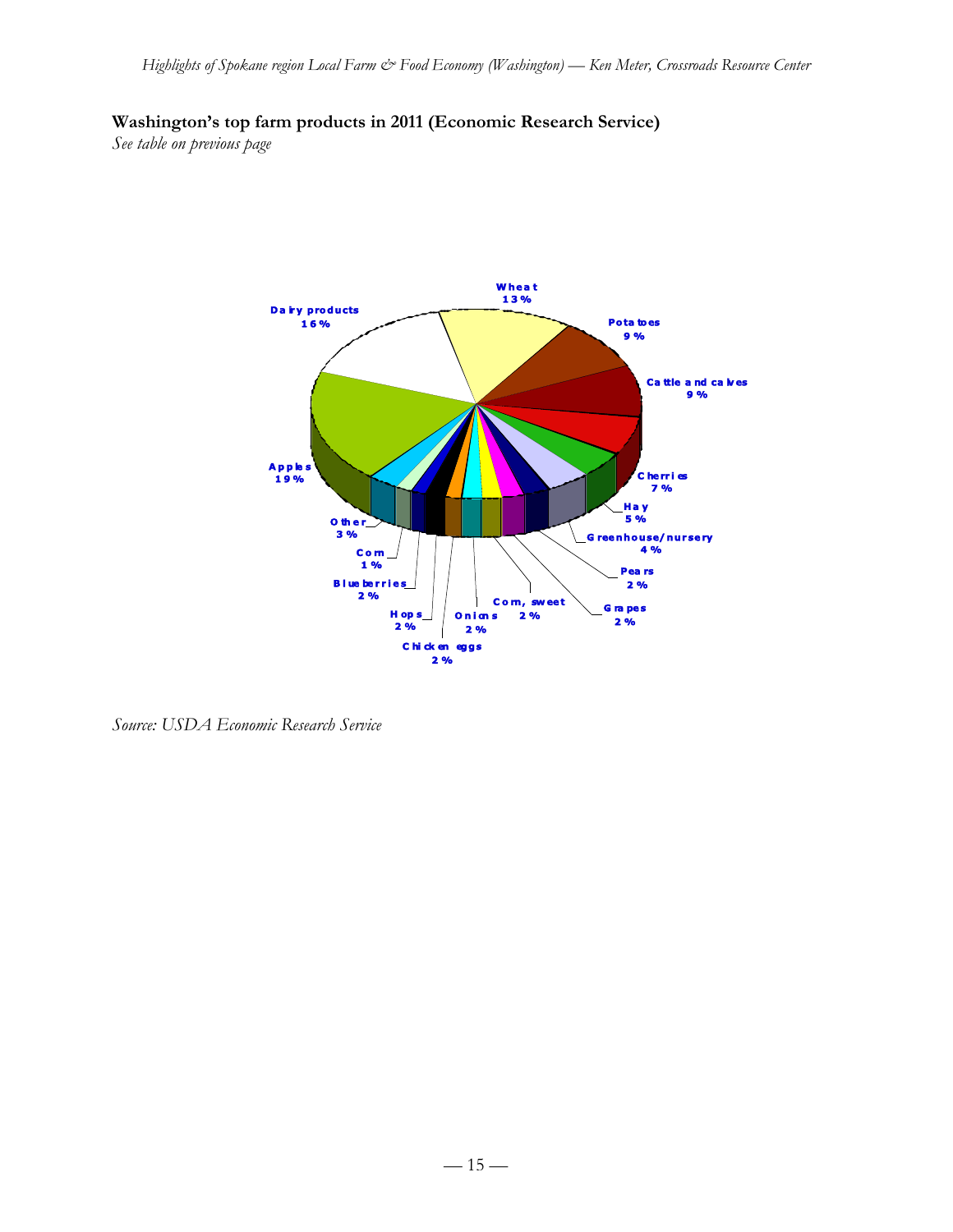**Washington's top farm products in 2011 (Economic Research Service)**

*See table on previous page*

Wheat 13%
Dairy products 16%
Potatoes 9%
Cattle and calves 9%
Apples 19%
Cherries 7%
Hay 5%
Greenhouse/nursery 4%
Pears 2%
Grapes 2%
Corn, sweet 2%
Onions 2%
Chicken eggs 2%
Hops 2%
Blueberries 2%
Corn 1%
Other 3%

*Source: USDA Economic Research Service*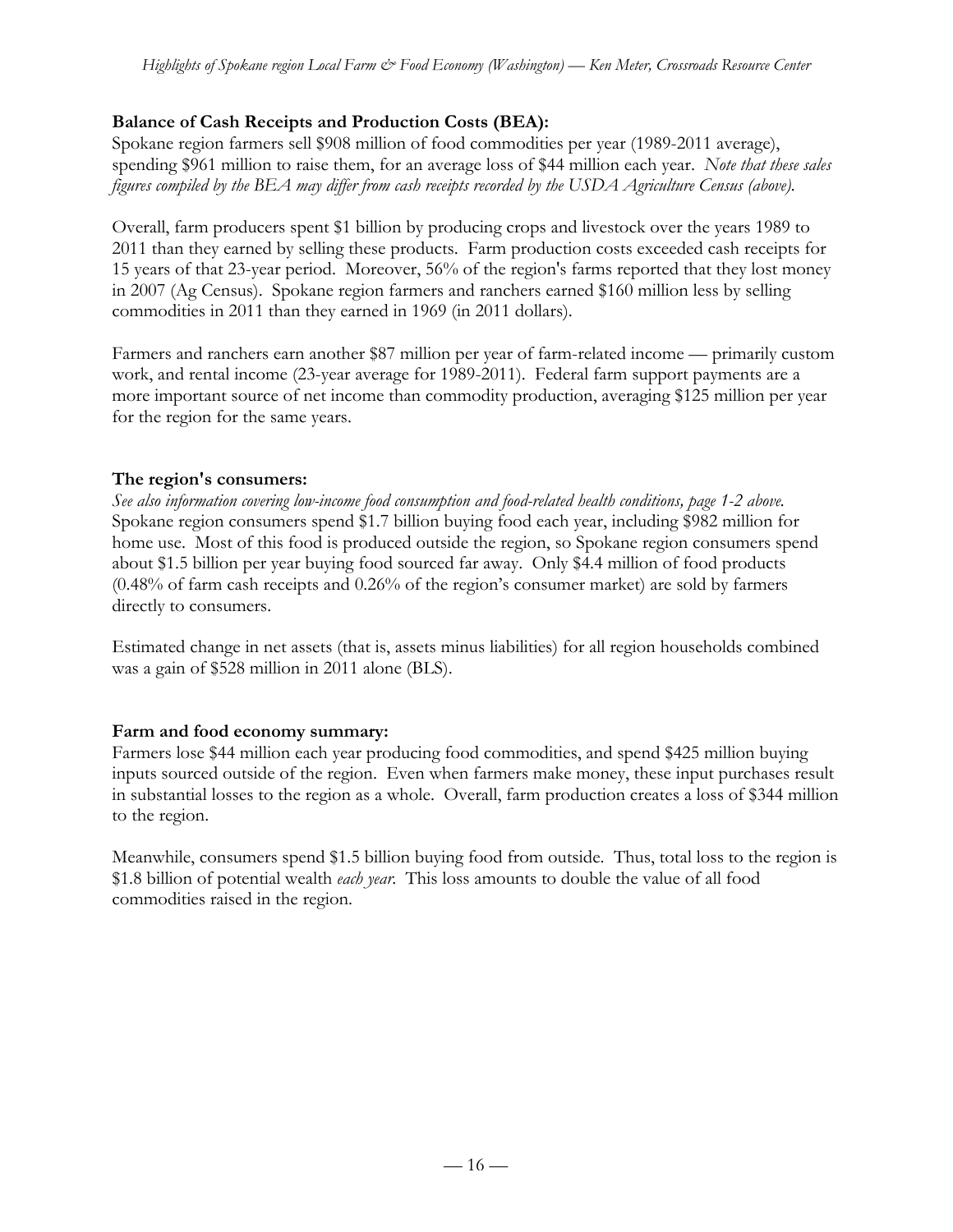**Balance of Cash Receipts and Production Costs (BEA):**

Spokane region farmers sell $908 million of food commodities per year (1989-2011 average), spending $961 million to raise them, for an average loss of $44 million each year. *Note that these sales figures compiled by the BEA may differ from cash receipts recorded by the USDA Agriculture Census (above).*

Overall, farm producers spent $1 billion by producing crops and livestock over the years 1989 to 2011 than they earned by selling these products. Farm production costs exceeded cash receipts for 15 years of that 23-year period. Moreover, 56% of the region's farms reported that they lost money in 2007 (Ag Census). Spokane region farmers and ranchers earned $160 million less by selling commodities in 2011 than they earned in 1969 (in 2011 dollars).

Farmers and ranchers earn another $87 million per year of farm-related income — primarily custom work, and rental income (23-year average for 1989-2011). Federal farm support payments are a more important source of net income than commodity production, averaging $125 million per year for the region for the same years.

**The region's consumers:**

*See also information covering low-income food consumption and food-related health conditions, page 1-2 above.* Spokane region consumers spend $1.7 billion buying food each year, including $982 million for home use. Most of this food is produced outside the region, so Spokane region consumers spend about $1.5 billion per year buying food sourced far away. Only $4.4 million of food products (0.48% of farm cash receipts and 0.26% of the region's consumer market) are sold by farmers directly to consumers.

Estimated change in net assets (that is, assets minus liabilities) for all region households combined was a gain of $528 million in 2011 alone (BLS).

**Farm and food economy summary:**

Farmers lose $44 million each year producing food commodities, and spend $425 million buying inputs sourced outside of the region. Even when farmers make money, these input purchases result in substantial losses to the region as a whole. Overall, farm production creates a loss of $344 million to the region.

Meanwhile, consumers spend $1.5 billion buying food from outside. Thus, total loss to the region is $1.8 billion of potential wealth *each year*. This loss amounts to double the value of all food commodities raised in the region.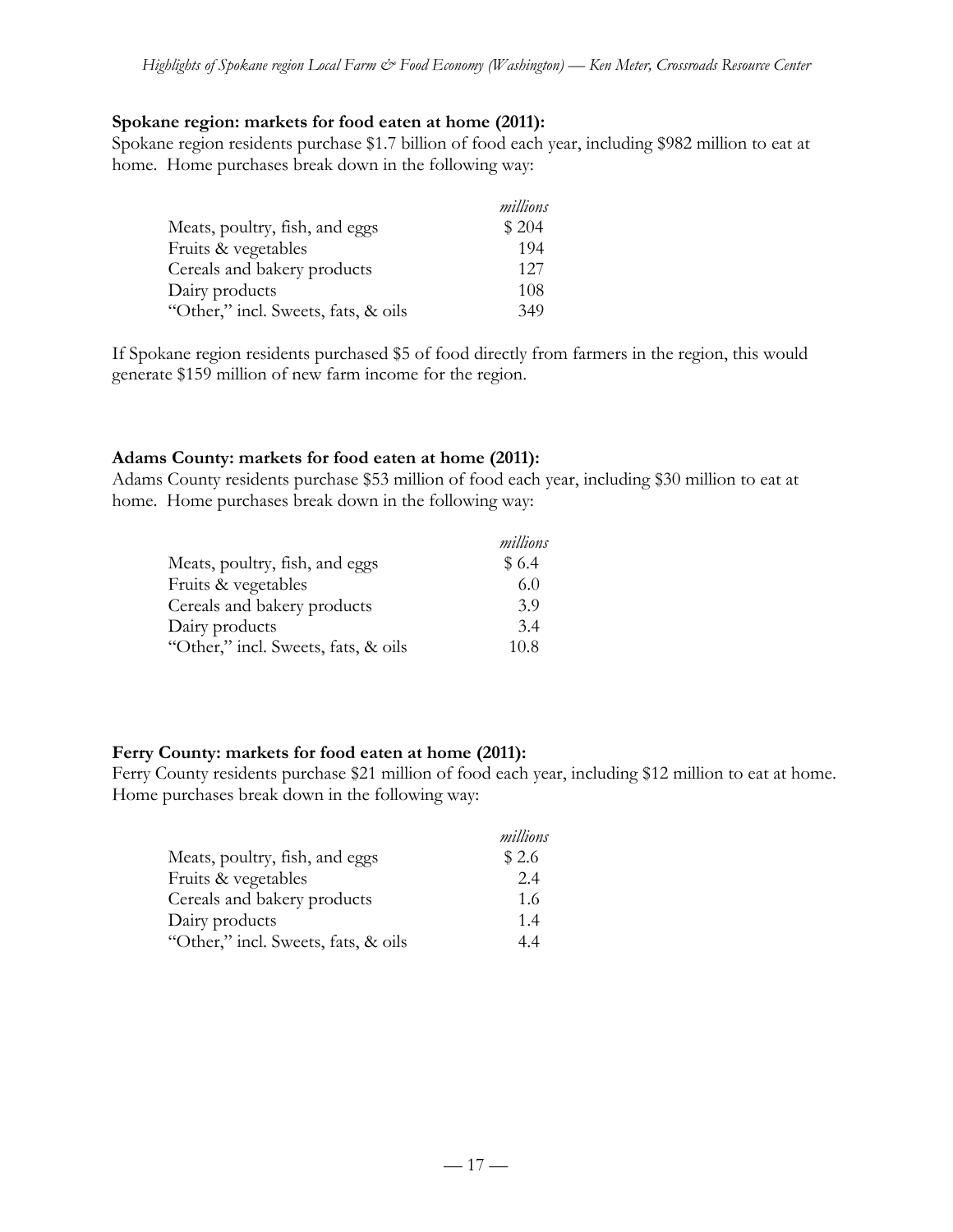**Spokane region: markets for food eaten at home (2011):**

Spokane region residents purchase $1.7 billion of food each year, including $982 million to eat at home. Home purchases break down in the following way:

| | *millions* |
|---|---|
| Meats, poultry, fish, and eggs | $ 204 |
| Fruits & vegetables | 194 |
| Cereals and bakery products | 127 |
| Dairy products | 108 |
| "Other," incl. Sweets, fats, & oils | 349 |

If Spokane region residents purchased $5 of food directly from farmers in the region, this would generate $159 million of new farm income for the region.

**Adams County: markets for food eaten at home (2011):**

Adams County residents purchase $53 million of food each year, including $30 million to eat at home. Home purchases break down in the following way:

| | *millions* |
|---|---|
| Meats, poultry, fish, and eggs | $ 6.4 |
| Fruits & vegetables | 6.0 |
| Cereals and bakery products | 3.9 |
| Dairy products | 3.4 |
| "Other," incl. Sweets, fats, & oils | 10.8 |

**Ferry County: markets for food eaten at home (2011):**

Ferry County residents purchase $21 million of food each year, including $12 million to eat at home. Home purchases break down in the following way:

| | *millions* |
|---|---|
| Meats, poultry, fish, and eggs | $ 2.6 |
| Fruits & vegetables | 2.4 |
| Cereals and bakery products | 1.6 |
| Dairy products | 1.4 |
| "Other," incl. Sweets, fats, & oils | 4.4 |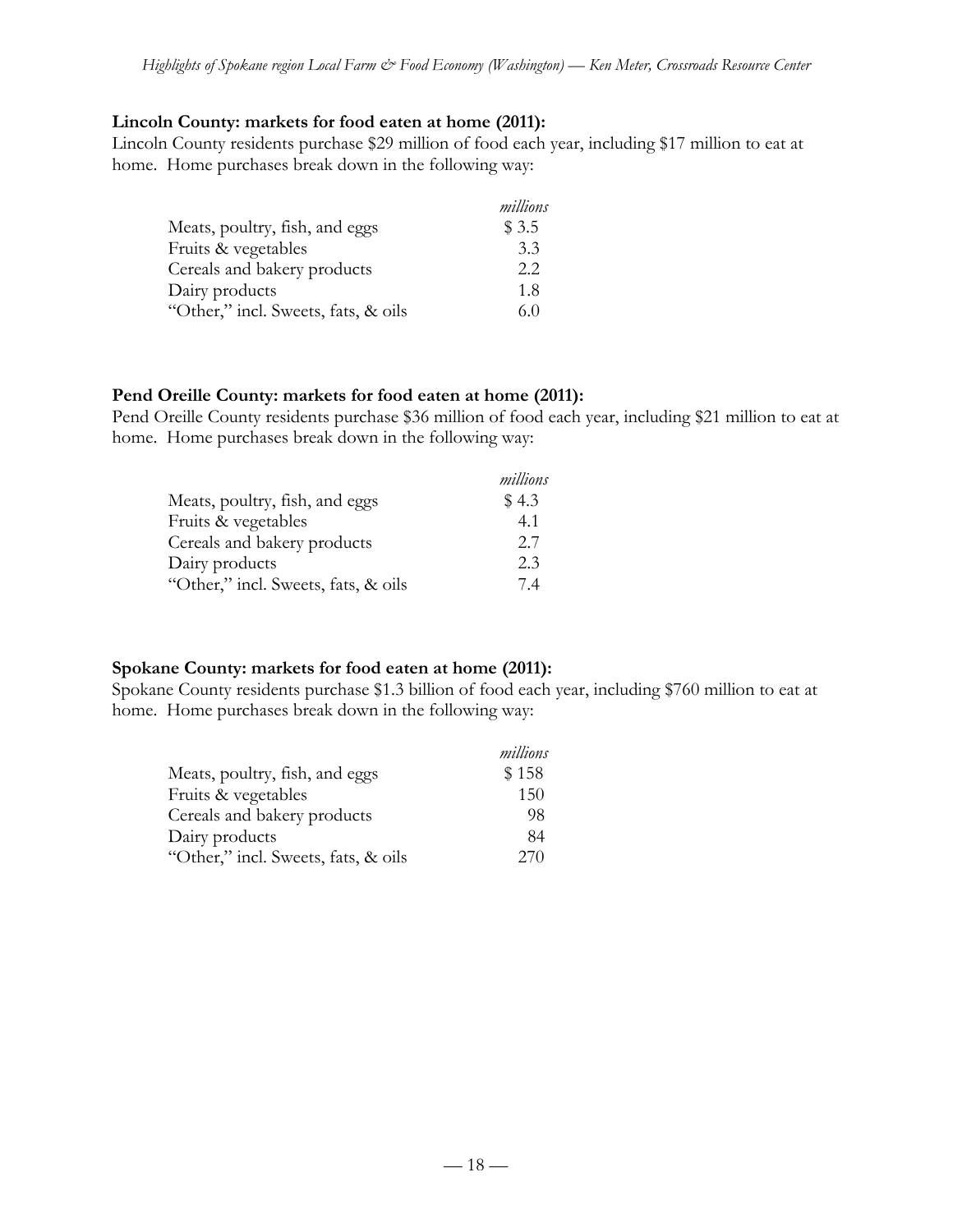**Lincoln County: markets for food eaten at home (2011):**

Lincoln County residents purchase $29 million of food each year, including $17 million to eat at home. Home purchases break down in the following way:

| | *millions* |
|---|---|
| Meats, poultry, fish, and eggs | $ 3.5 |
| Fruits & vegetables | 3.3 |
| Cereals and bakery products | 2.2 |
| Dairy products | 1.8 |
| "Other," incl. Sweets, fats, & oils | 6.0 |

**Pend Oreille County: markets for food eaten at home (2011):**

Pend Oreille County residents purchase $36 million of food each year, including $21 million to eat at home. Home purchases break down in the following way:

| | *millions* |
|---|---|
| Meats, poultry, fish, and eggs | $ 4.3 |
| Fruits & vegetables | 4.1 |
| Cereals and bakery products | 2.7 |
| Dairy products | 2.3 |
| "Other," incl. Sweets, fats, & oils | 7.4 |

**Spokane County: markets for food eaten at home (2011):**

Spokane County residents purchase $1.3 billion of food each year, including $760 million to eat at home. Home purchases break down in the following way:

| | *millions* |
|---|---|
| Meats, poultry, fish, and eggs | $ 158 |
| Fruits & vegetables | 150 |
| Cereals and bakery products | 98 |
| Dairy products | 84 |
| "Other," incl. Sweets, fats, & oils | 270 |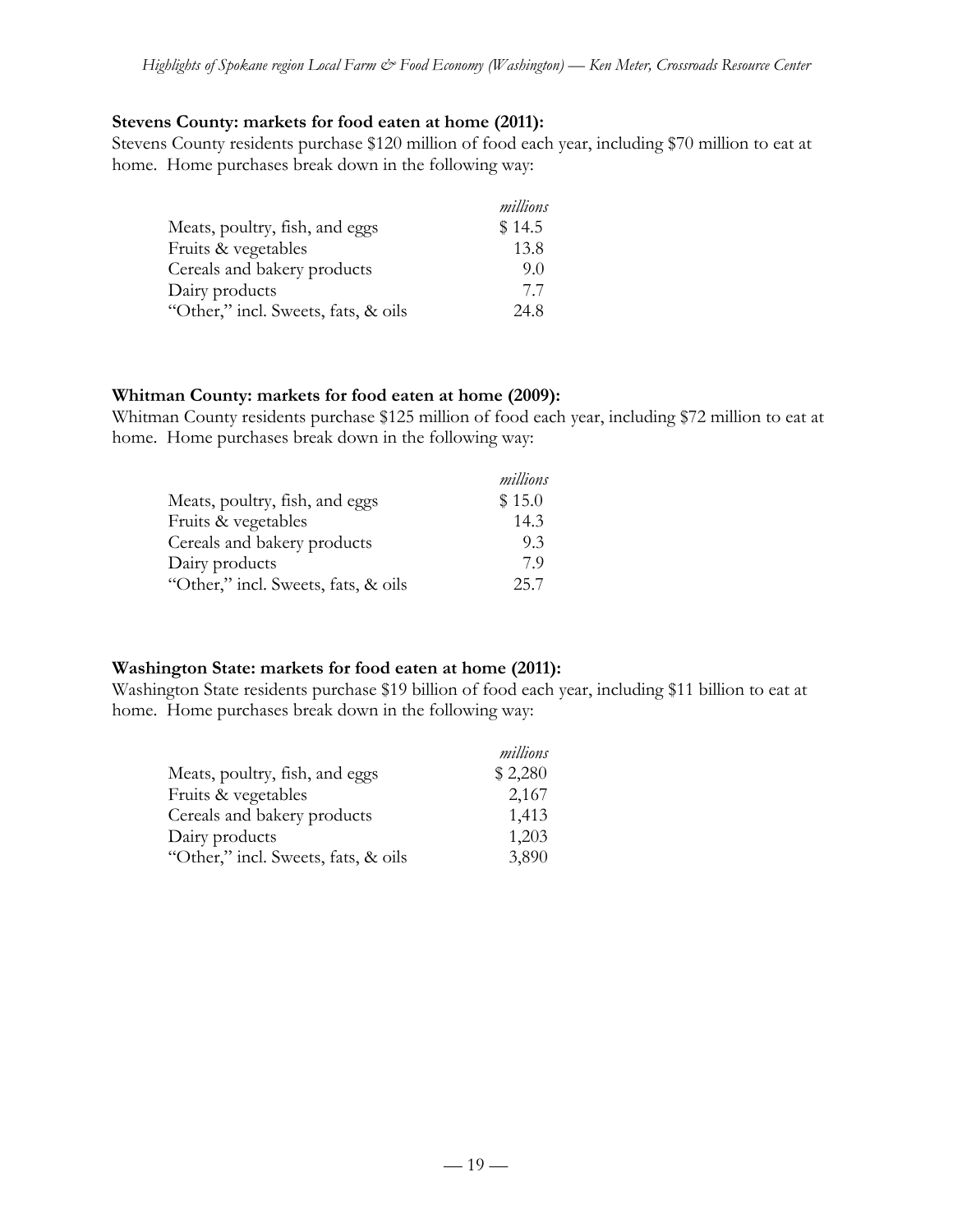**Stevens County: markets for food eaten at home (2011):**

Stevens County residents purchase $120 million of food each year, including $70 million to eat at home. Home purchases break down in the following way:

| | *millions* |
|---|---|
| Meats, poultry, fish, and eggs | $ 14.5 |
| Fruits & vegetables | 13.8 |
| Cereals and bakery products | 9.0 |
| Dairy products | 7.7 |
| "Other," incl. Sweets, fats, & oils | 24.8 |

**Whitman County: markets for food eaten at home (2009):**

Whitman County residents purchase $125 million of food each year, including $72 million to eat at home. Home purchases break down in the following way:

| | *millions* |
|---|---|
| Meats, poultry, fish, and eggs | $ 15.0 |
| Fruits & vegetables | 14.3 |
| Cereals and bakery products | 9.3 |
| Dairy products | 7.9 |
| "Other," incl. Sweets, fats, & oils | 25.7 |

**Washington State: markets for food eaten at home (2011):**

Washington State residents purchase $19 billion of food each year, including $11 billion to eat at home. Home purchases break down in the following way:

| | *millions* |
|---|---|
| Meats, poultry, fish, and eggs | $ 2,280 |
| Fruits & vegetables | 2,167 |
| Cereals and bakery products | 1,413 |
| Dairy products | 1,203 |
| "Other," incl. Sweets, fats, & oils | 3,890 |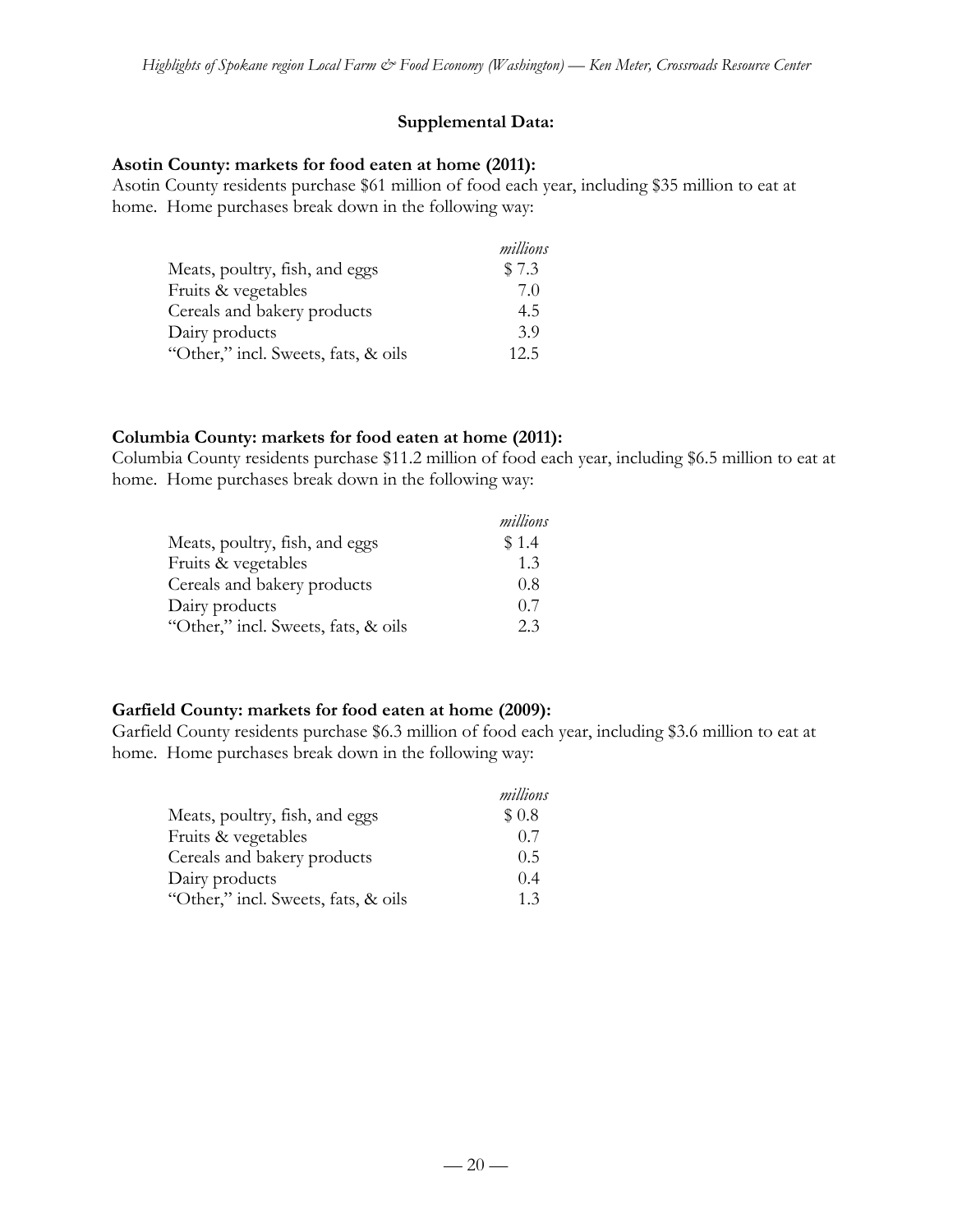**Supplemental Data:**

**Asotin County: markets for food eaten at home (2011):**
Asotin County residents purchase $61 million of food each year, including $35 million to eat at home. Home purchases break down in the following way:

| | *millions* |
|---|---|
| Meats, poultry, fish, and eggs | $ 7.3 |
| Fruits & vegetables | 7.0 |
| Cereals and bakery products | 4.5 |
| Dairy products | 3.9 |
| "Other," incl. Sweets, fats, & oils | 12.5 |

**Columbia County: markets for food eaten at home (2011):**
Columbia County residents purchase $11.2 million of food each year, including $6.5 million to eat at home. Home purchases break down in the following way:

| | *millions* |
|---|---|
| Meats, poultry, fish, and eggs | $ 1.4 |
| Fruits & vegetables | 1.3 |
| Cereals and bakery products | 0.8 |
| Dairy products | 0.7 |
| "Other," incl. Sweets, fats, & oils | 2.3 |

**Garfield County: markets for food eaten at home (2009):**
Garfield County residents purchase $6.3 million of food each year, including $3.6 million to eat at home. Home purchases break down in the following way:

| | *millions* |
|---|---|
| Meats, poultry, fish, and eggs | $ 0.8 |
| Fruits & vegetables | 0.7 |
| Cereals and bakery products | 0.5 |
| Dairy products | 0.4 |
| "Other," incl. Sweets, fats, & oils | 1.3 |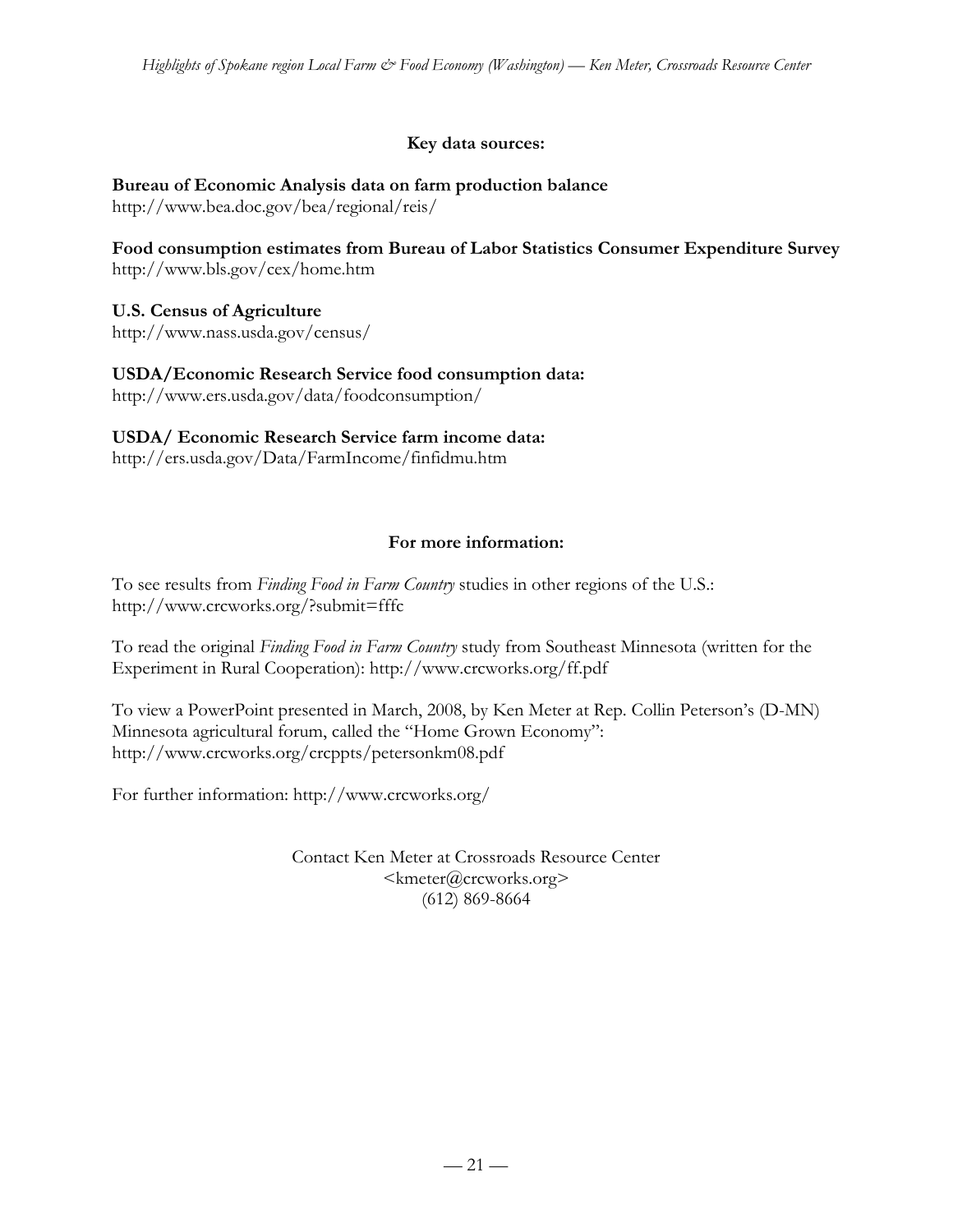## Key data sources:

**Bureau of Economic Analysis data on farm production balance**
http://www.bea.doc.gov/bea/regional/reis/

**Food consumption estimates from Bureau of Labor Statistics Consumer Expenditure Survey**
http://www.bls.gov/cex/home.htm

**U.S. Census of Agriculture**
http://www.nass.usda.gov/census/

**USDA/Economic Research Service food consumption data:**
http://www.ers.usda.gov/data/foodconsumption/

**USDA/ Economic Research Service farm income data:**
http://ers.usda.gov/Data/FarmIncome/finfidmu.htm

## For more information:

To see results from *Finding Food in Farm Country* studies in other regions of the U.S.: http://www.crcworks.org/?submit=fffc

To read the original *Finding Food in Farm Country* study from Southeast Minnesota (written for the Experiment in Rural Cooperation): http://www.crcworks.org/ff.pdf

To view a PowerPoint presented in March, 2008, by Ken Meter at Rep. Collin Peterson's (D-MN) Minnesota agricultural forum, called the "Home Grown Economy": http://www.crcworks.org/crcppts/petersonkm08.pdf

For further information: http://www.crcworks.org/

Contact Ken Meter at Crossroads Resource Center
<kmeter@crcworks.org>
(612) 869-8664